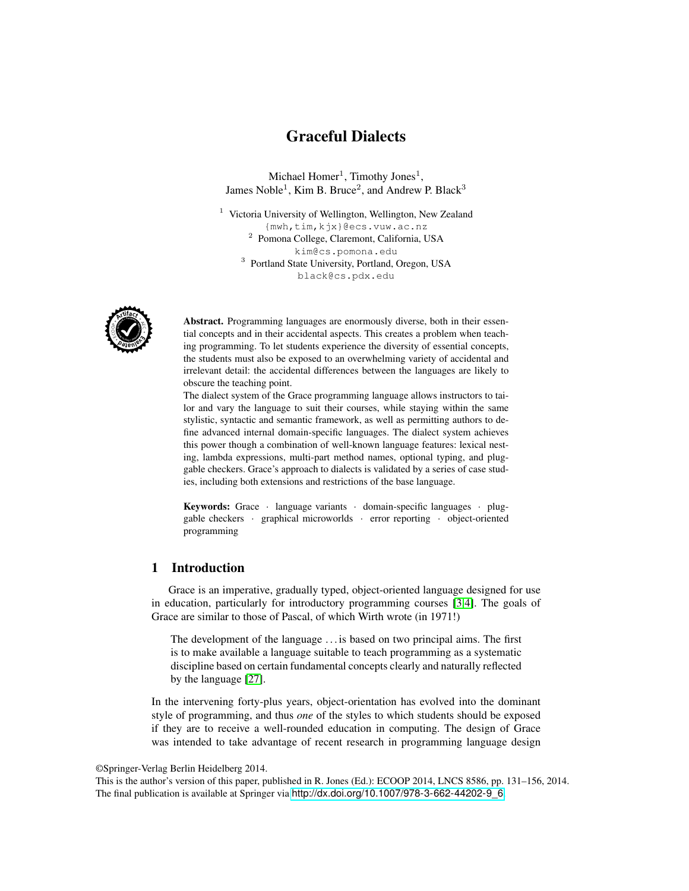# Graceful Dialects

Michael Homer[1], Timothy Jones[1], James Noble[1], Kim B. Bruce[2], and Andrew P. Black[3]

[1] Victoria University of Wellington, Wellington, New Zealand
{mwh,tim,kjx}@ecs.vuw.ac.nz
[2] Pomona College, Claremont, California, USA
kim@cs.pomona.edu
[3] Portland State University, Portland, Oregon, USA
black@cs.pdx.edu

**Abstract.** Programming languages are enormously diverse, both in their essential concepts and in their accidental aspects. This creates a problem when teaching programming. To let students experience the diversity of essential concepts, the students must also be exposed to an overwhelming variety of accidental and irrelevant detail: the accidental differences between the languages are likely to obscure the teaching point.

The dialect system of the Grace programming language allows instructors to tailor and vary the language to suit their courses, while staying within the same stylistic, syntactic and semantic framework, as well as permitting authors to define advanced internal domain-specific languages. The dialect system achieves this power though a combination of well-known language features: lexical nesting, lambda expressions, multi-part method names, optional typing, and pluggable checkers. Grace's approach to dialects is validated by a series of case studies, including both extensions and restrictions of the base language.

**Keywords:** Grace · language variants · domain-specific languages · pluggable checkers · graphical microworlds · error reporting · object-oriented programming

## 1 Introduction

Grace is an imperative, gradually typed, object-oriented language designed for use in education, particularly for introductory programming courses [3,4]. The goals of Grace are similar to those of Pascal, of which Wirth wrote (in 1971!)

> The development of the language ... is based on two principal aims. The first is to make available a language suitable to teach programming as a systematic discipline based on certain fundamental concepts clearly and naturally reflected by the language [27].

In the intervening forty-plus years, object-orientation has evolved into the dominant style of programming, and thus *one* of the styles to which students should be exposed if they are to receive a well-rounded education in computing. The design of Grace was intended to take advantage of recent research in programming language design

©Springer-Verlag Berlin Heidelberg 2014.
This is the author's version of this paper, published in R. Jones (Ed.): ECOOP 2014, LNCS 8586, pp. 131–156, 2014.
The final publication is available at Springer via http://dx.doi.org/10.1007/978-3-662-44202-9_6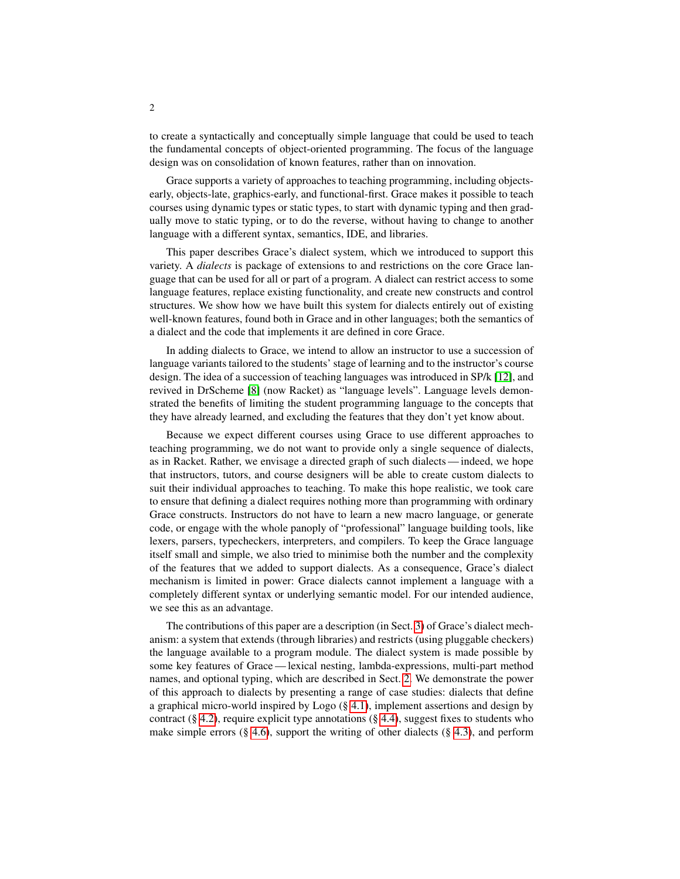to create a syntactically and conceptually simple language that could be used to teach the fundamental concepts of object-oriented programming. The focus of the language design was on consolidation of known features, rather than on innovation.

Grace supports a variety of approaches to teaching programming, including objects-early, objects-late, graphics-early, and functional-first. Grace makes it possible to teach courses using dynamic types or static types, to start with dynamic typing and then gradually move to static typing, or to do the reverse, without having to change to another language with a different syntax, semantics, IDE, and libraries.

This paper describes Grace's dialect system, which we introduced to support this variety. A *dialects* is package of extensions to and restrictions on the core Grace language that can be used for all or part of a program. A dialect can restrict access to some language features, replace existing functionality, and create new constructs and control structures. We show how we have built this system for dialects entirely out of existing well-known features, found both in Grace and in other languages; both the semantics of a dialect and the code that implements it are defined in core Grace.

In adding dialects to Grace, we intend to allow an instructor to use a succession of language variants tailored to the students' stage of learning and to the instructor's course design. The idea of a succession of teaching languages was introduced in SP/k [12], and revived in DrScheme [8] (now Racket) as "language levels". Language levels demonstrated the benefits of limiting the student programming language to the concepts that they have already learned, and excluding the features that they don't yet know about.

Because we expect different courses using Grace to use different approaches to teaching programming, we do not want to provide only a single sequence of dialects, as in Racket. Rather, we envisage a directed graph of such dialects — indeed, we hope that instructors, tutors, and course designers will be able to create custom dialects to suit their individual approaches to teaching. To make this hope realistic, we took care to ensure that defining a dialect requires nothing more than programming with ordinary Grace constructs. Instructors do not have to learn a new macro language, or generate code, or engage with the whole panoply of "professional" language building tools, like lexers, parsers, typecheckers, interpreters, and compilers. To keep the Grace language itself small and simple, we also tried to minimise both the number and the complexity of the features that we added to support dialects. As a consequence, Grace's dialect mechanism is limited in power: Grace dialects cannot implement a language with a completely different syntax or underlying semantic model. For our intended audience, we see this as an advantage.

The contributions of this paper are a description (in Sect. 3) of Grace's dialect mechanism: a system that extends (through libraries) and restricts (using pluggable checkers) the language available to a program module. The dialect system is made possible by some key features of Grace — lexical nesting, lambda-expressions, multi-part method names, and optional typing, which are described in Sect. 2. We demonstrate the power of this approach to dialects by presenting a range of case studies: dialects that define a graphical micro-world inspired by Logo (§ 4.1), implement assertions and design by contract (§ 4.2), require explicit type annotations (§ 4.4), suggest fixes to students who make simple errors (§ 4.6), support the writing of other dialects (§ 4.3), and perform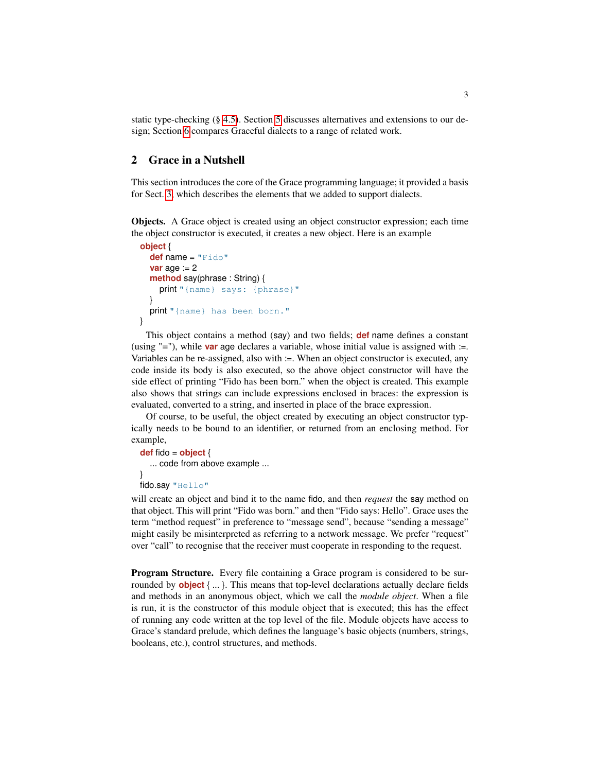static type-checking (§ 4.5). Section 5 discusses alternatives and extensions to our design; Section 6 compares Graceful dialects to a range of related work.

## 2 Grace in a Nutshell

This section introduces the core of the Grace programming language; it provided a basis for Sect. 3, which describes the elements that we added to support dialects.

**Objects.** A Grace object is created using an object constructor expression; each time the object constructor is executed, it creates a new object. Here is an example

```
object {
    def name = "Fido"
    var age := 2
    method say(phrase : String) {
        print "{name} says: {phrase}"
    }
    print "{name} has been born."
}
```

This object contains a method (say) and two fields; **def** name defines a constant (using "="), while **var** age declares a variable, whose initial value is assigned with :=. Variables can be re-assigned, also with :=. When an object constructor is executed, any code inside its body is also executed, so the above object constructor will have the side effect of printing "Fido has been born." when the object is created. This example also shows that strings can include expressions enclosed in braces: the expression is evaluated, converted to a string, and inserted in place of the brace expression.

Of course, to be useful, the object created by executing an object constructor typically needs to be bound to an identifier, or returned from an enclosing method. For example,

```
def fido = object {
    ... code from above example ...
}
fido.say "Hello"
```

will create an object and bind it to the name fido, and then *request* the say method on that object. This will print "Fido was born." and then "Fido says: Hello". Grace uses the term "method request" in preference to "message send", because "sending a message" might easily be misinterpreted as referring to a network message. We prefer "request" over "call" to recognise that the receiver must cooperate in responding to the request.

**Program Structure.** Every file containing a Grace program is considered to be surrounded by **object** { ... }. This means that top-level declarations actually declare fields and methods in an anonymous object, which we call the *module object*. When a file is run, it is the constructor of this module object that is executed; this has the effect of running any code written at the top level of the file. Module objects have access to Grace's standard prelude, which defines the language's basic objects (numbers, strings, booleans, etc.), control structures, and methods.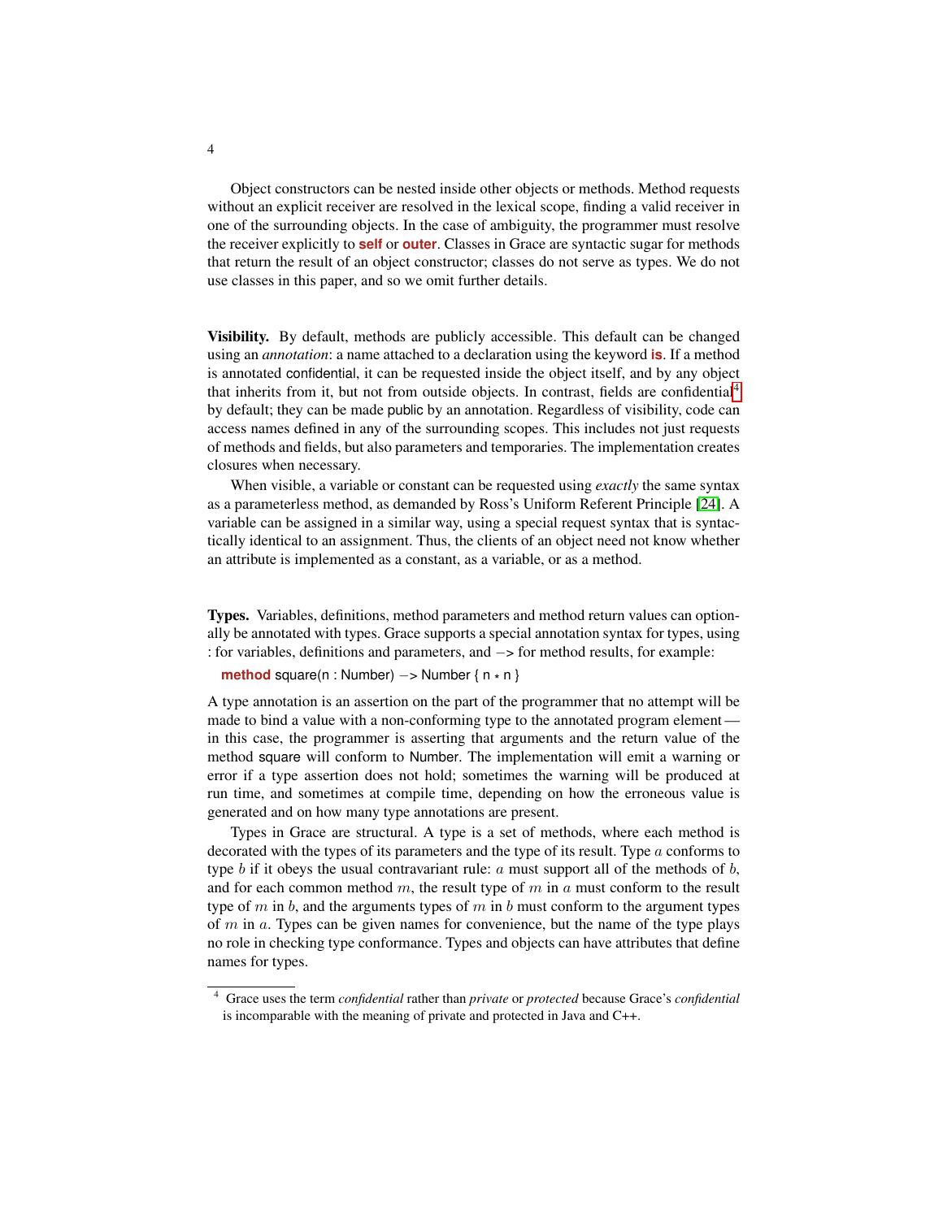Object constructors can be nested inside other objects or methods. Method requests without an explicit receiver are resolved in the lexical scope, finding a valid receiver in one of the surrounding objects. In the case of ambiguity, the programmer must resolve the receiver explicitly to **self** or **outer**. Classes in Grace are syntactic sugar for methods that return the result of an object constructor; classes do not serve as types. We do not use classes in this paper, and so we omit further details.

**Visibility.** By default, methods are publicly accessible. This default can be changed using an *annotation*: a name attached to a declaration using the keyword **is**. If a method is annotated confidential, it can be requested inside the object itself, and by any object that inherits from it, but not from outside objects. In contrast, fields are confidential[4] by default; they can be made public by an annotation. Regardless of visibility, code can access names defined in any of the surrounding scopes. This includes not just requests of methods and fields, but also parameters and temporaries. The implementation creates closures when necessary.

When visible, a variable or constant can be requested using *exactly* the same syntax as a parameterless method, as demanded by Ross's Uniform Referent Principle [24]. A variable can be assigned in a similar way, using a special request syntax that is syntactically identical to an assignment. Thus, the clients of an object need not know whether an attribute is implemented as a constant, as a variable, or as a method.

**Types.** Variables, definitions, method parameters and method return values can optionally be annotated with types. Grace supports a special annotation syntax for types, using : for variables, definitions and parameters, and −> for method results, for example:

```
method square(n : Number) −> Number { n * n }
```

A type annotation is an assertion on the part of the programmer that no attempt will be made to bind a value with a non-conforming type to the annotated program element — in this case, the programmer is asserting that arguments and the return value of the method square will conform to Number. The implementation will emit a warning or error if a type assertion does not hold; sometimes the warning will be produced at run time, and sometimes at compile time, depending on how the erroneous value is generated and on how many type annotations are present.

Types in Grace are structural. A type is a set of methods, where each method is decorated with the types of its parameters and the type of its result. Type $a$ conforms to type $b$ if it obeys the usual contravariant rule: $a$ must support all of the methods of $b$, and for each common method $m$, the result type of $m$ in $a$ must conform to the result type of $m$ in $b$, and the arguments types of $m$ in $b$ must conform to the argument types of $m$ in $a$. Types can be given names for convenience, but the name of the type plays no role in checking type conformance. Types and objects can have attributes that define names for types.

[4] Grace uses the term *confidential* rather than *private* or *protected* because Grace's *confidential* is incomparable with the meaning of private and protected in Java and C++.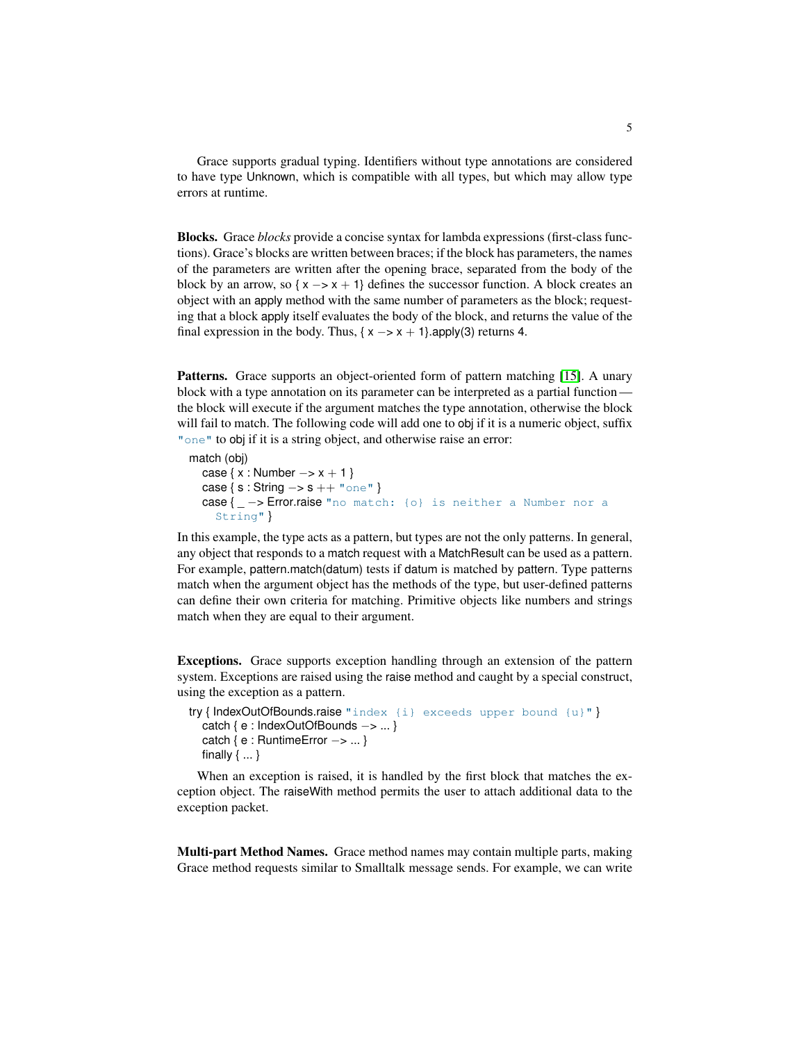Grace supports gradual typing. Identifiers without type annotations are considered to have type Unknown, which is compatible with all types, but which may allow type errors at runtime.

**Blocks.** Grace *blocks* provide a concise syntax for lambda expressions (first-class functions). Grace's blocks are written between braces; if the block has parameters, the names of the parameters are written after the opening brace, separated from the body of the block by an arrow, so { x −> x + 1} defines the successor function. A block creates an object with an apply method with the same number of parameters as the block; requesting that a block apply itself evaluates the body of the block, and returns the value of the final expression in the body. Thus, { x −> x + 1}.apply(3) returns 4.

**Patterns.** Grace supports an object-oriented form of pattern matching [15]. A unary block with a type annotation on its parameter can be interpreted as a partial function — the block will execute if the argument matches the type annotation, otherwise the block will fail to match. The following code will add one to obj if it is a numeric object, suffix "one" to obj if it is a string object, and otherwise raise an error:

```
match (obj)
    case { x : Number −> x + 1 }
    case { s : String −> s ++ "one" }
    case { _ −> Error.raise "no match: {o} is neither a Number nor a
      String" }
```

In this example, the type acts as a pattern, but types are not the only patterns. In general, any object that responds to a match request with a MatchResult can be used as a pattern. For example, pattern.match(datum) tests if datum is matched by pattern. Type patterns match when the argument object has the methods of the type, but user-defined patterns can define their own criteria for matching. Primitive objects like numbers and strings match when they are equal to their argument.

**Exceptions.** Grace supports exception handling through an extension of the pattern system. Exceptions are raised using the raise method and caught by a special construct, using the exception as a pattern.

```
try { IndexOutOfBounds.raise "index {i} exceeds upper bound {u}" }
    catch { e : IndexOutOfBounds −> ... }
    catch { e : RuntimeError −> ... }
    finally { ... }
```

When an exception is raised, it is handled by the first block that matches the exception object. The raiseWith method permits the user to attach additional data to the exception packet.

**Multi-part Method Names.** Grace method names may contain multiple parts, making Grace method requests similar to Smalltalk message sends. For example, we can write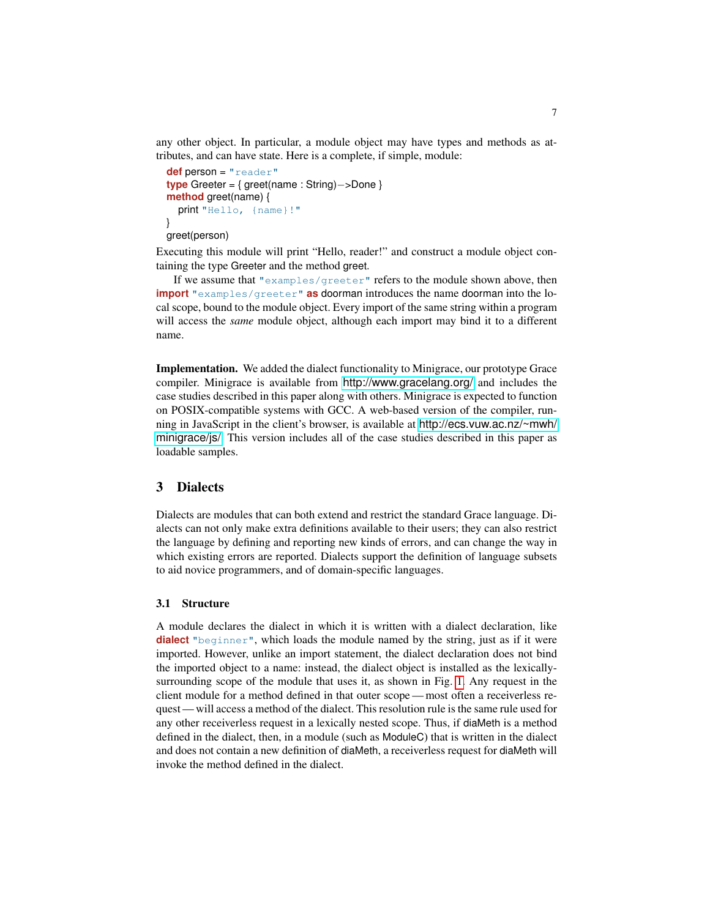any other object. In particular, a module object may have types and methods as attributes, and can have state. Here is a complete, if simple, module:

```
def person = "reader"
type Greeter = { greet(name : String)−>Done }
method greet(name) {
    print "Hello, {name}!"
}
greet(person)
```

Executing this module will print "Hello, reader!" and construct a module object containing the type Greeter and the method greet.

If we assume that `"examples/greeter"` refers to the module shown above, then `import "examples/greeter" as doorman` introduces the name doorman into the local scope, bound to the module object. Every import of the same string within a program will access the *same* module object, although each import may bind it to a different name.

**Implementation.** We added the dialect functionality to Minigrace, our prototype Grace compiler. Minigrace is available from http://www.gracelang.org/ and includes the case studies described in this paper along with others. Minigrace is expected to function on POSIX-compatible systems with GCC. A web-based version of the compiler, running in JavaScript in the client's browser, is available at http://ecs.vuw.ac.nz/~mwh/minigrace/js/. This version includes all of the case studies described in this paper as loadable samples.

## 3 Dialects

Dialects are modules that can both extend and restrict the standard Grace language. Dialects can not only make extra definitions available to their users; they can also restrict the language by defining and reporting new kinds of errors, and can change the way in which existing errors are reported. Dialects support the definition of language subsets to aid novice programmers, and of domain-specific languages.

### 3.1 Structure

A module declares the dialect in which it is written with a dialect declaration, like `dialect "beginner"`, which loads the module named by the string, just as if it were imported. However, unlike an import statement, the dialect declaration does not bind the imported object to a name: instead, the dialect object is installed as the lexically-surrounding scope of the module that uses it, as shown in Fig. 1. Any request in the client module for a method defined in that outer scope — most often a receiverless request — will access a method of the dialect. This resolution rule is the same rule used for any other receiverless request in a lexically nested scope. Thus, if diaMeth is a method defined in the dialect, then, in a module (such as ModuleC) that is written in the dialect and does not contain a new definition of diaMeth, a receiverless request for diaMeth will invoke the method defined in the dialect.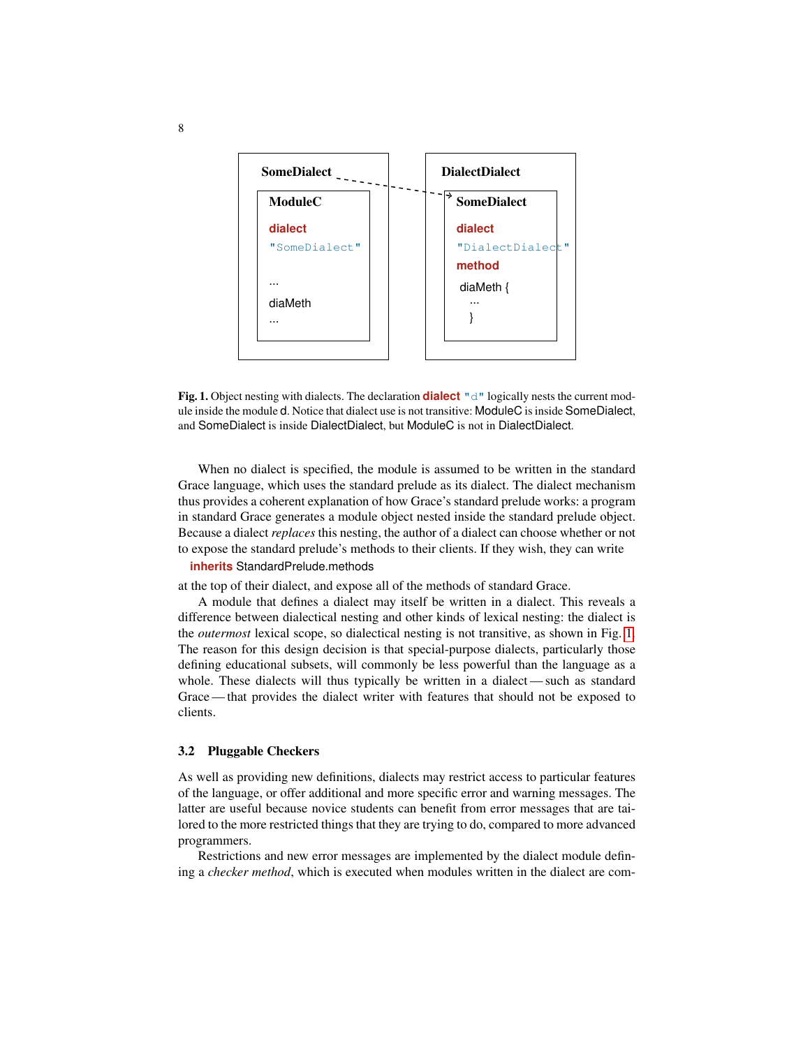SomeDialect

ModuleC

dialect
"SomeDialect"

...

diaMeth
...

DialectDialect

SomeDialect

dialect
"DialectDialect"
method
diaMeth {
...
}

**Fig. 1.** Object nesting with dialects. The declaration **dialect** "d" logically nests the current module inside the module d. Notice that dialect use is not transitive: ModuleC is inside SomeDialect, and SomeDialect is inside DialectDialect, but ModuleC is not in DialectDialect.

When no dialect is specified, the module is assumed to be written in the standard Grace language, which uses the standard prelude as its dialect. The dialect mechanism thus provides a coherent explanation of how Grace's standard prelude works: a program in standard Grace generates a module object nested inside the standard prelude object. Because a dialect *replaces* this nesting, the author of a dialect can choose whether or not to expose the standard prelude's methods to their clients. If they wish, they can write

```
inherits StandardPrelude.methods
```

at the top of their dialect, and expose all of the methods of standard Grace.

A module that defines a dialect may itself be written in a dialect. This reveals a difference between dialectical nesting and other kinds of lexical nesting: the dialect is the *outermost* lexical scope, so dialectical nesting is not transitive, as shown in Fig. 1. The reason for this design decision is that special-purpose dialects, particularly those defining educational subsets, will commonly be less powerful than the language as a whole. These dialects will thus typically be written in a dialect — such as standard Grace — that provides the dialect writer with features that should not be exposed to clients.

### 3.2 Pluggable Checkers

As well as providing new definitions, dialects may restrict access to particular features of the language, or offer additional and more specific error and warning messages. The latter are useful because novice students can benefit from error messages that are tailored to the more restricted things that they are trying to do, compared to more advanced programmers.

Restrictions and new error messages are implemented by the dialect module defining a *checker method*, which is executed when modules written in the dialect are com-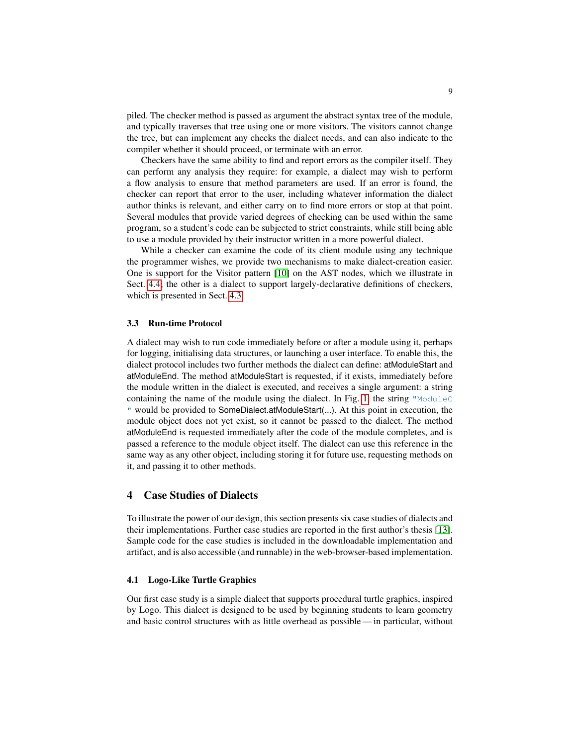piled. The checker method is passed as argument the abstract syntax tree of the module, and typically traverses that tree using one or more visitors. The visitors cannot change the tree, but can implement any checks the dialect needs, and can also indicate to the compiler whether it should proceed, or terminate with an error.

Checkers have the same ability to find and report errors as the compiler itself. They can perform any analysis they require: for example, a dialect may wish to perform a flow analysis to ensure that method parameters are used. If an error is found, the checker can report that error to the user, including whatever information the dialect author thinks is relevant, and either carry on to find more errors or stop at that point. Several modules that provide varied degrees of checking can be used within the same program, so a student's code can be subjected to strict constraints, while still being able to use a module provided by their instructor written in a more powerful dialect.

While a checker can examine the code of its client module using any technique the programmer wishes, we provide two mechanisms to make dialect-creation easier. One is support for the Visitor pattern [10] on the AST nodes, which we illustrate in Sect. 4.4; the other is a dialect to support largely-declarative definitions of checkers, which is presented in Sect. 4.3.

### 3.3 Run-time Protocol

A dialect may wish to run code immediately before or after a module using it, perhaps for logging, initialising data structures, or launching a user interface. To enable this, the dialect protocol includes two further methods the dialect can define: atModuleStart and atModuleEnd. The method atModuleStart is requested, if it exists, immediately before the module written in the dialect is executed, and receives a single argument: a string containing the name of the module using the dialect. In Fig. 1, the string `"ModuleC"` would be provided to SomeDialect.atModuleStart(...). At this point in execution, the module object does not yet exist, so it cannot be passed to the dialect. The method atModuleEnd is requested immediately after the code of the module completes, and is passed a reference to the module object itself. The dialect can use this reference in the same way as any other object, including storing it for future use, requesting methods on it, and passing it to other methods.

## 4 Case Studies of Dialects

To illustrate the power of our design, this section presents six case studies of dialects and their implementations. Further case studies are reported in the first author's thesis [13]. Sample code for the case studies is included in the downloadable implementation and artifact, and is also accessible (and runnable) in the web-browser-based implementation.

### 4.1 Logo-Like Turtle Graphics

Our first case study is a simple dialect that supports procedural turtle graphics, inspired by Logo. This dialect is designed to be used by beginning students to learn geometry and basic control structures with as little overhead as possible — in particular, without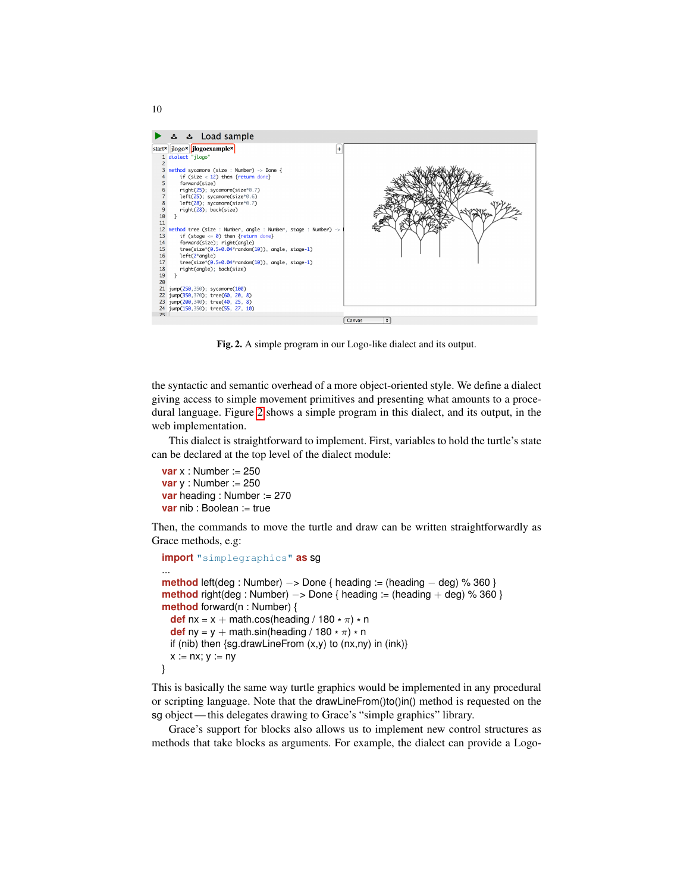Fig. 2. A simple program in our Logo-like dialect and its output.

the syntactic and semantic overhead of a more object-oriented style. We define a dialect giving access to simple movement primitives and presenting what amounts to a procedural language. Figure 2 shows a simple program in this dialect, and its output, in the web implementation.

This dialect is straightforward to implement. First, variables to hold the turtle's state can be declared at the top level of the dialect module:

```
var x : Number := 250
var y : Number := 250
var heading : Number := 270
var nib : Boolean := true
```

Then, the commands to move the turtle and draw can be written straightforwardly as Grace methods, e.g:

```
import "simplegraphics" as sg
...
method left(deg : Number) −> Done { heading := (heading − deg) % 360 }
method right(deg : Number) −> Done { heading := (heading + deg) % 360 }
method forward(n : Number) {
  def nx = x + math.cos(heading / 180 ∗ π) ∗ n
  def ny = y + math.sin(heading / 180 ∗ π) ∗ n
  if (nib) then {sg.drawLineFrom (x,y) to (nx,ny) in (ink)}
  x := nx; y := ny
}
```

This is basically the same way turtle graphics would be implemented in any procedural or scripting language. Note that the drawLineFrom()to()in() method is requested on the sg object — this delegates drawing to Grace's "simple graphics" library.

Grace's support for blocks also allows us to implement new control structures as methods that take blocks as arguments. For example, the dialect can provide a Logo-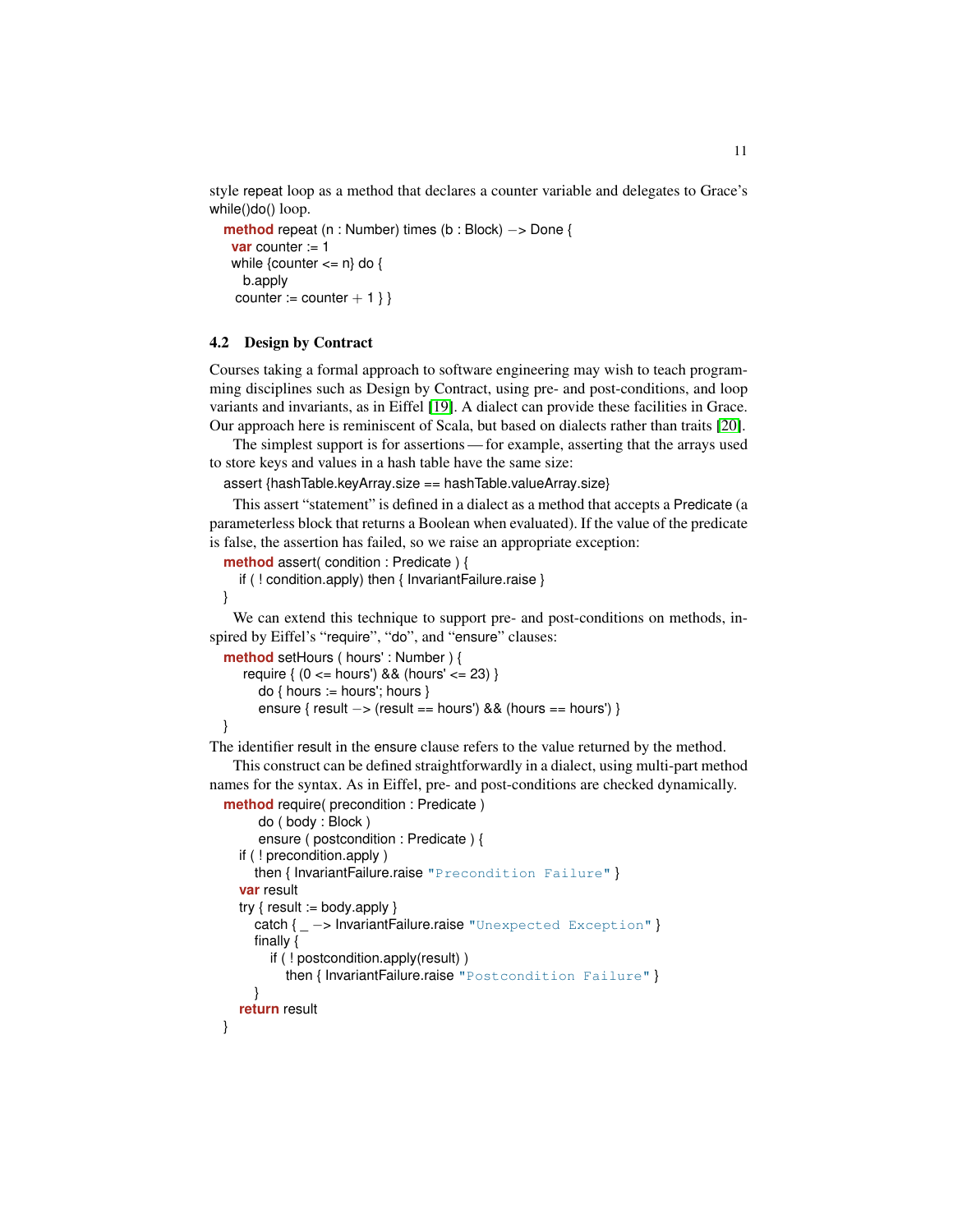style repeat loop as a method that declares a counter variable and delegates to Grace's while()do() loop.

```
method repeat (n : Number) times (b : Block) −> Done {
  var counter := 1
  while {counter <= n} do {
    b.apply
   counter := counter + 1 } }
```

### 4.2 Design by Contract

Courses taking a formal approach to software engineering may wish to teach programming disciplines such as Design by Contract, using pre- and post-conditions, and loop variants and invariants, as in Eiffel [19]. A dialect can provide these facilities in Grace. Our approach here is reminiscent of Scala, but based on dialects rather than traits [20].

The simplest support is for assertions — for example, asserting that the arrays used to store keys and values in a hash table have the same size:

```
assert {hashTable.keyArray.size == hashTable.valueArray.size}
```

This assert "statement" is defined in a dialect as a method that accepts a Predicate (a parameterless block that returns a Boolean when evaluated). If the value of the predicate is false, the assertion has failed, so we raise an appropriate exception:

```
method assert( condition : Predicate ) {
   if ( ! condition.apply) then { InvariantFailure.raise }
}
```

We can extend this technique to support pre- and post-conditions on methods, inspired by Eiffel's "require", "do", and "ensure" clauses:

```
method setHours ( hours' : Number ) {
    require { (0 <= hours') && (hours' <= 23) }
      do { hours := hours'; hours }
      ensure { result −> (result == hours') && (hours == hours') }
}
```

The identifier result in the ensure clause refers to the value returned by the method.

This construct can be defined straightforwardly in a dialect, using multi-part method names for the syntax. As in Eiffel, pre- and post-conditions are checked dynamically.

```
method require( precondition : Predicate )
      do ( body : Block )
      ensure ( postcondition : Predicate ) {
   if ( ! precondition.apply )
      then { InvariantFailure.raise "Precondition Failure" }
   var result
   try { result := body.apply }
      catch { _ −> InvariantFailure.raise "Unexpected Exception" }
      finally {
         if ( ! postcondition.apply(result) )
            then { InvariantFailure.raise "Postcondition Failure" }
      }
   return result
}
```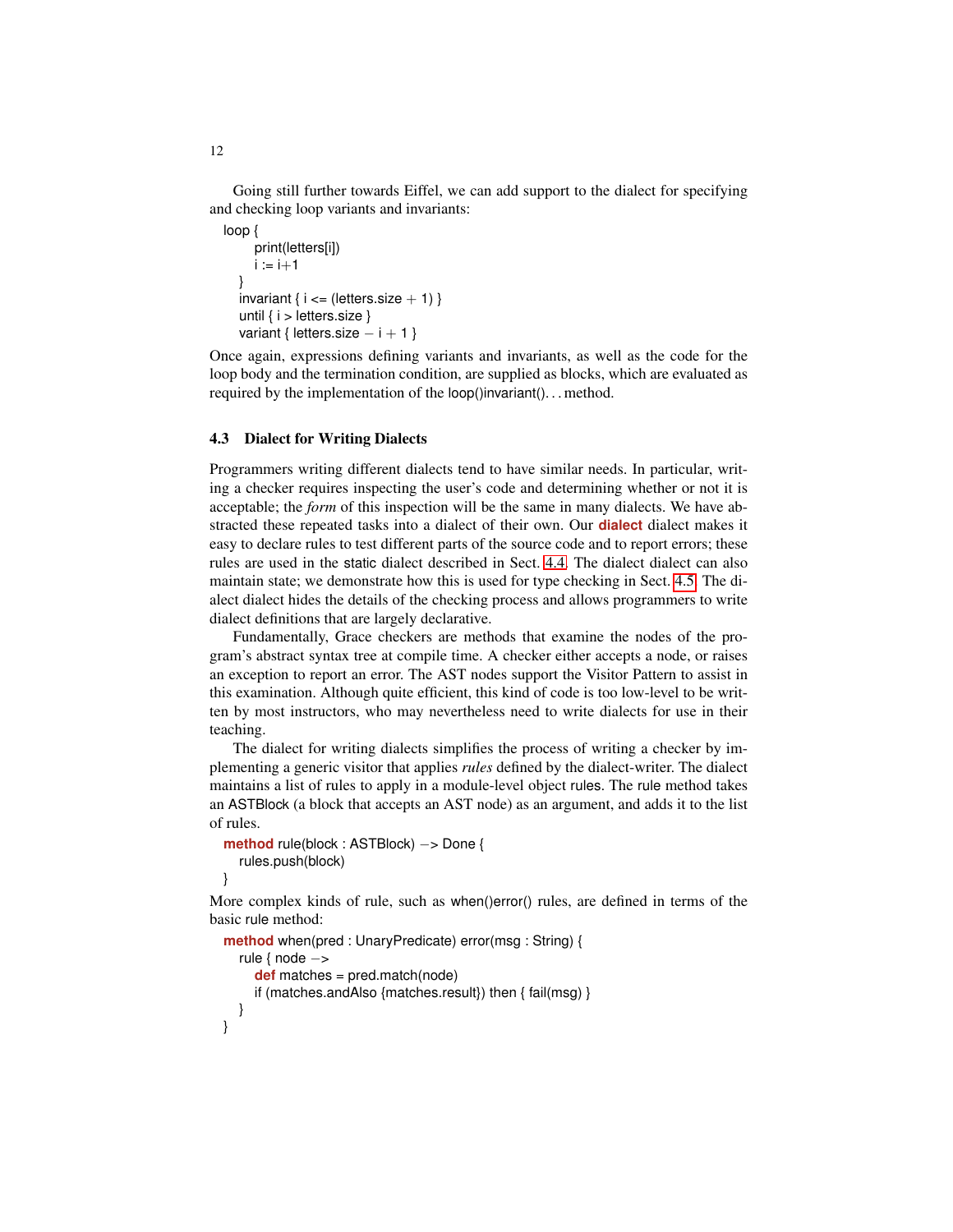Going still further towards Eiffel, we can add support to the dialect for specifying and checking loop variants and invariants:

```
loop {
    print(letters[i])
    i := i+1
  }
  invariant { i <= (letters.size + 1) }
  until { i > letters.size }
  variant { letters.size − i + 1 }
```

Once again, expressions defining variants and invariants, as well as the code for the loop body and the termination condition, are supplied as blocks, which are evaluated as required by the implementation of the loop()invariant()... method.

### 4.3 Dialect for Writing Dialects

Programmers writing different dialects tend to have similar needs. In particular, writing a checker requires inspecting the user's code and determining whether or not it is acceptable; the *form* of this inspection will be the same in many dialects. We have abstracted these repeated tasks into a dialect of their own. Our **dialect** dialect makes it easy to declare rules to test different parts of the source code and to report errors; these rules are used in the static dialect described in Sect. 4.4. The dialect dialect can also maintain state; we demonstrate how this is used for type checking in Sect. 4.5. The dialect dialect hides the details of the checking process and allows programmers to write dialect definitions that are largely declarative.

Fundamentally, Grace checkers are methods that examine the nodes of the program's abstract syntax tree at compile time. A checker either accepts a node, or raises an exception to report an error. The AST nodes support the Visitor Pattern to assist in this examination. Although quite efficient, this kind of code is too low-level to be written by most instructors, who may nevertheless need to write dialects for use in their teaching.

The dialect for writing dialects simplifies the process of writing a checker by implementing a generic visitor that applies *rules* defined by the dialect-writer. The dialect maintains a list of rules to apply in a module-level object rules. The rule method takes an ASTBlock (a block that accepts an AST node) as an argument, and adds it to the list of rules.

```
method rule(block : ASTBlock) −> Done {
  rules.push(block)
}
```

More complex kinds of rule, such as when()error() rules, are defined in terms of the basic rule method:

```
method when(pred : UnaryPredicate) error(msg : String) {
  rule { node −>
    def matches = pred.match(node)
    if (matches.andAlso {matches.result}) then { fail(msg) }
  }
}
```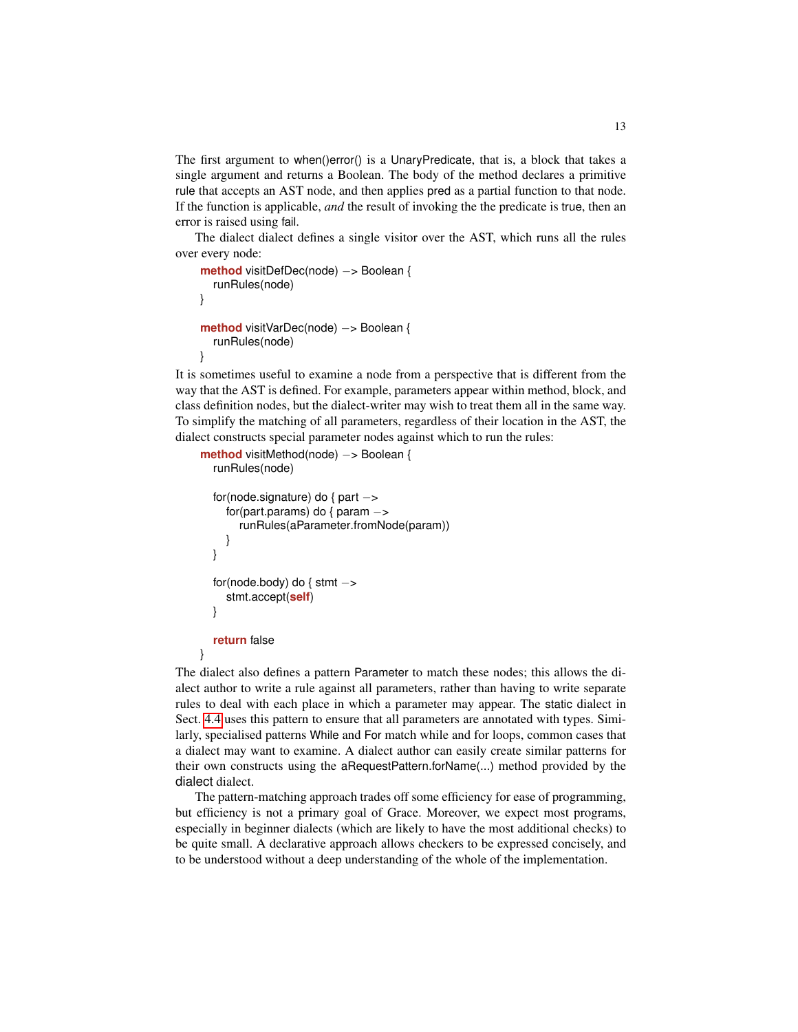The first argument to when()error() is a UnaryPredicate, that is, a block that takes a single argument and returns a Boolean. The body of the method declares a primitive rule that accepts an AST node, and then applies pred as a partial function to that node. If the function is applicable, *and* the result of invoking the the predicate is true, then an error is raised using fail.

The dialect dialect defines a single visitor over the AST, which runs all the rules over every node:

```
method visitDefDec(node) −> Boolean {
   runRules(node)
}

method visitVarDec(node) −> Boolean {
   runRules(node)
}
```

It is sometimes useful to examine a node from a perspective that is different from the way that the AST is defined. For example, parameters appear within method, block, and class definition nodes, but the dialect-writer may wish to treat them all in the same way. To simplify the matching of all parameters, regardless of their location in the AST, the dialect constructs special parameter nodes against which to run the rules:

```
method visitMethod(node) −> Boolean {
   runRules(node)

   for(node.signature) do { part −>
      for(part.params) do { param −>
         runRules(aParameter.fromNode(param))
      }
   }

   for(node.body) do { stmt −>
      stmt.accept(self)
   }

   return false
}
```

The dialect also defines a pattern Parameter to match these nodes; this allows the dialect author to write a rule against all parameters, rather than having to write separate rules to deal with each place in which a parameter may appear. The static dialect in Sect. 4.4 uses this pattern to ensure that all parameters are annotated with types. Similarly, specialised patterns While and For match while and for loops, common cases that a dialect may want to examine. A dialect author can easily create similar patterns for their own constructs using the aRequestPattern.forName(...) method provided by the dialect dialect.

The pattern-matching approach trades off some efficiency for ease of programming, but efficiency is not a primary goal of Grace. Moreover, we expect most programs, especially in beginner dialects (which are likely to have the most additional checks) to be quite small. A declarative approach allows checkers to be expressed concisely, and to be understood without a deep understanding of the whole of the implementation.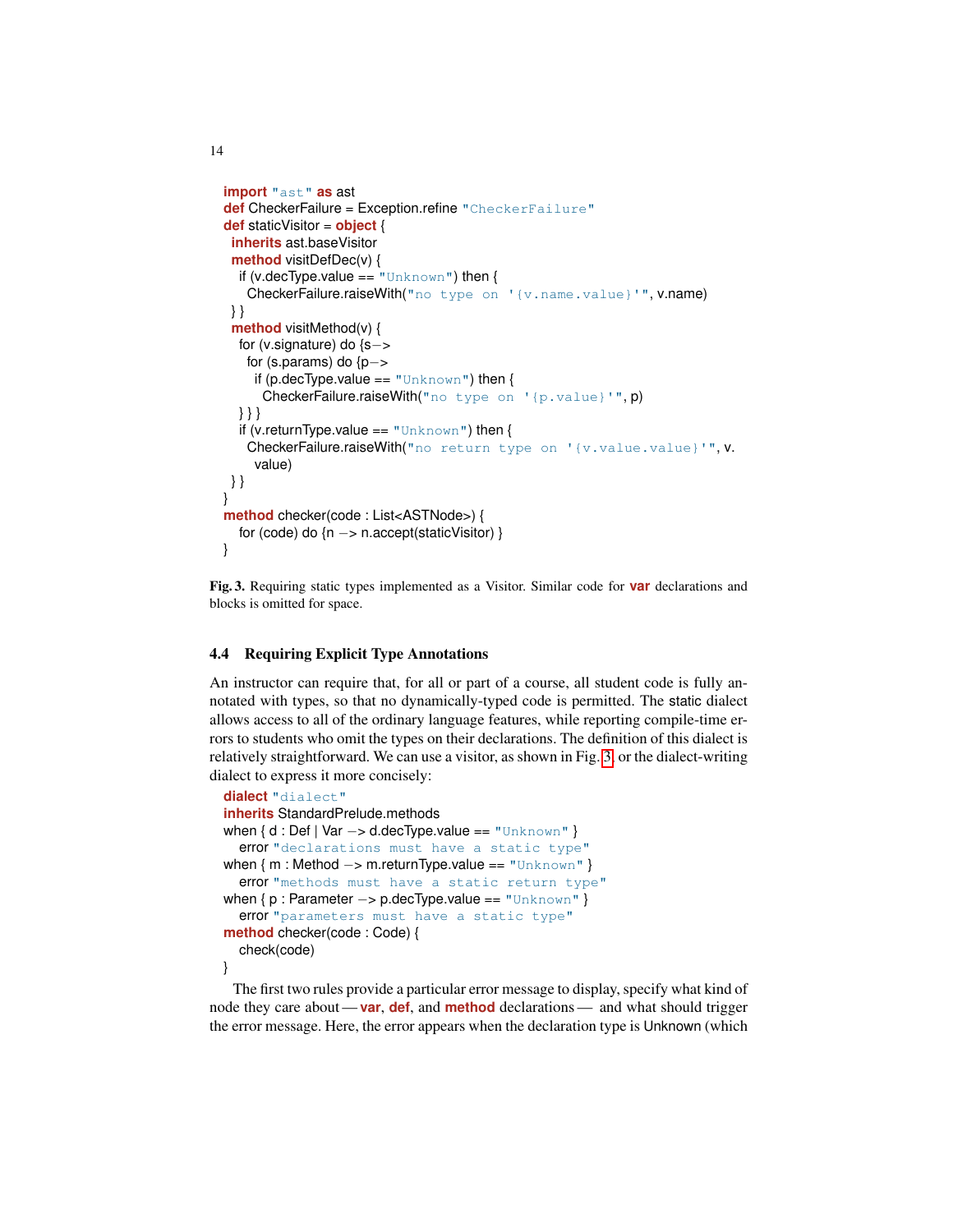```
import "ast" as ast
def CheckerFailure = Exception.refine "CheckerFailure"
def staticVisitor = object {
  inherits ast.baseVisitor
  method visitDefDec(v) {
    if (v.decType.value == "Unknown") then {
      CheckerFailure.raiseWith("no type on '{v.name.value}'", v.name)
  } }
  method visitMethod(v) {
    for (v.signature) do {s−>
      for (s.params) do {p−>
        if (p.decType.value == "Unknown") then {
          CheckerFailure.raiseWith("no type on '{p.value}'", p)
    } } }
    if (v.returnType.value == "Unknown") then {
      CheckerFailure.raiseWith("no return type on '{v.value.value}'", v.
        value)
  } }
}
method checker(code : List<ASTNode>) {
    for (code) do {n −> n.accept(staticVisitor) }
}
```

**Fig. 3.** Requiring static types implemented as a Visitor. Similar code for **var** declarations and blocks is omitted for space.

### 4.4 Requiring Explicit Type Annotations

An instructor can require that, for all or part of a course, all student code is fully annotated with types, so that no dynamically-typed code is permitted. The static dialect allows access to all of the ordinary language features, while reporting compile-time errors to students who omit the types on their declarations. The definition of this dialect is relatively straightforward. We can use a visitor, as shown in Fig. 3, or the dialect-writing dialect to express it more concisely:

```
dialect "dialect"
inherits StandardPrelude.methods
when { d : Def | Var −> d.decType.value == "Unknown" }
    error "declarations must have a static type"
when { m : Method −> m.returnType.value == "Unknown" }
    error "methods must have a static return type"
when { p : Parameter −> p.decType.value == "Unknown" }
    error "parameters must have a static type"
method checker(code : Code) {
    check(code)
}
```

The first two rules provide a particular error message to display, specify what kind of node they care about — **var**, **def**, and **method** declarations — and what should trigger the error message. Here, the error appears when the declaration type is Unknown (which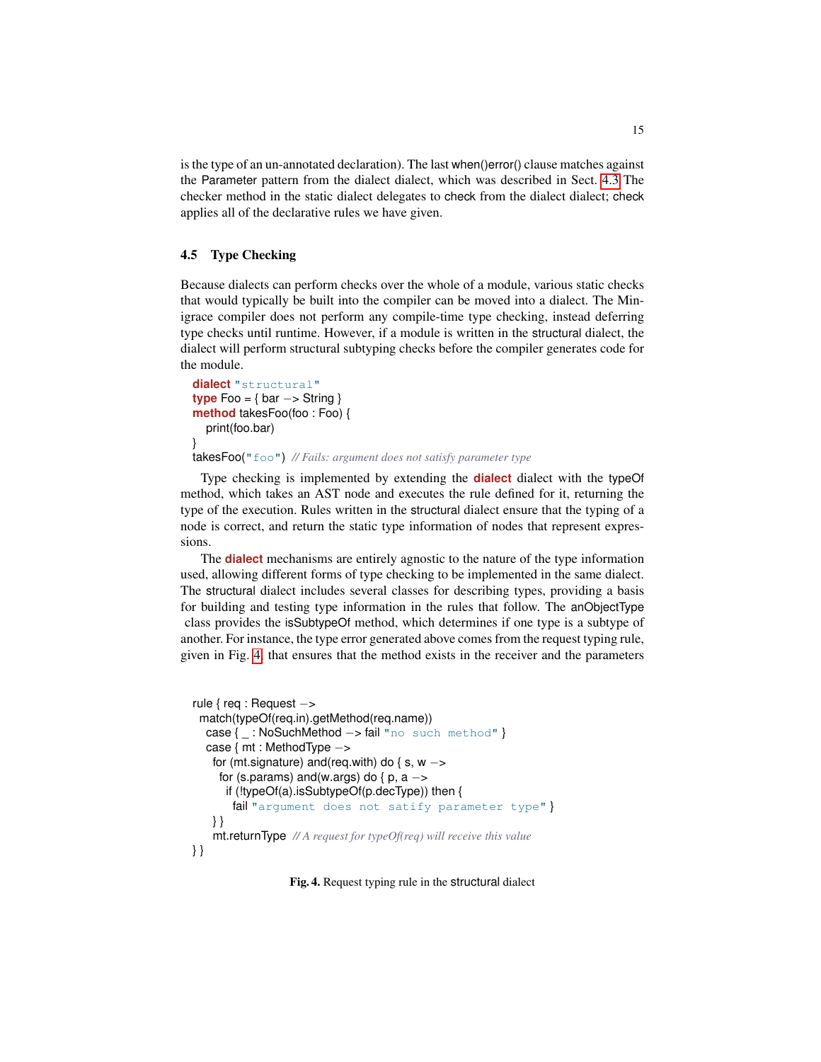is the type of an un-annotated declaration). The last when()error() clause matches against the Parameter pattern from the dialect dialect, which was described in Sect. 4.3 The checker method in the static dialect delegates to check from the dialect dialect; check applies all of the declarative rules we have given.

### 4.5 Type Checking

Because dialects can perform checks over the whole of a module, various static checks that would typically be built into the compiler can be moved into a dialect. The Minigrace compiler does not perform any compile-time type checking, instead deferring type checks until runtime. However, if a module is written in the structural dialect, the dialect will perform structural subtyping checks before the compiler generates code for the module.

```
dialect "structural"
type Foo = { bar –> String }
method takesFoo(foo : Foo) {
    print(foo.bar)
}
takesFoo("foo") // Fails: argument does not satisfy parameter type
```

Type checking is implemented by extending the **dialect** dialect with the typeOf method, which takes an AST node and executes the rule defined for it, returning the type of the execution. Rules written in the structural dialect ensure that the typing of a node is correct, and return the static type information of nodes that represent expressions.

The **dialect** mechanisms are entirely agnostic to the nature of the type information used, allowing different forms of type checking to be implemented in the same dialect. The structural dialect includes several classes for describing types, providing a basis for building and testing type information in the rules that follow. The anObjectType class provides the isSubtypeOf method, which determines if one type is a subtype of another. For instance, the type error generated above comes from the request typing rule, given in Fig. 4, that ensures that the method exists in the receiver and the parameters

```
rule { req : Request –>
  match(typeOf(req.in).getMethod(req.name))
    case { _ : NoSuchMethod –> fail "no such method" }
    case { mt : MethodType –>
      for (mt.signature) and(req.with) do { s, w –>
        for (s.params) and(w.args) do { p, a –>
          if (!typeOf(a).isSubtypeOf(p.decType)) then {
            fail "argument does not satify parameter type" }
      } }
      mt.returnType // A request for typeOf(req) will receive this value
} }
```

**Fig. 4.** Request typing rule in the structural dialect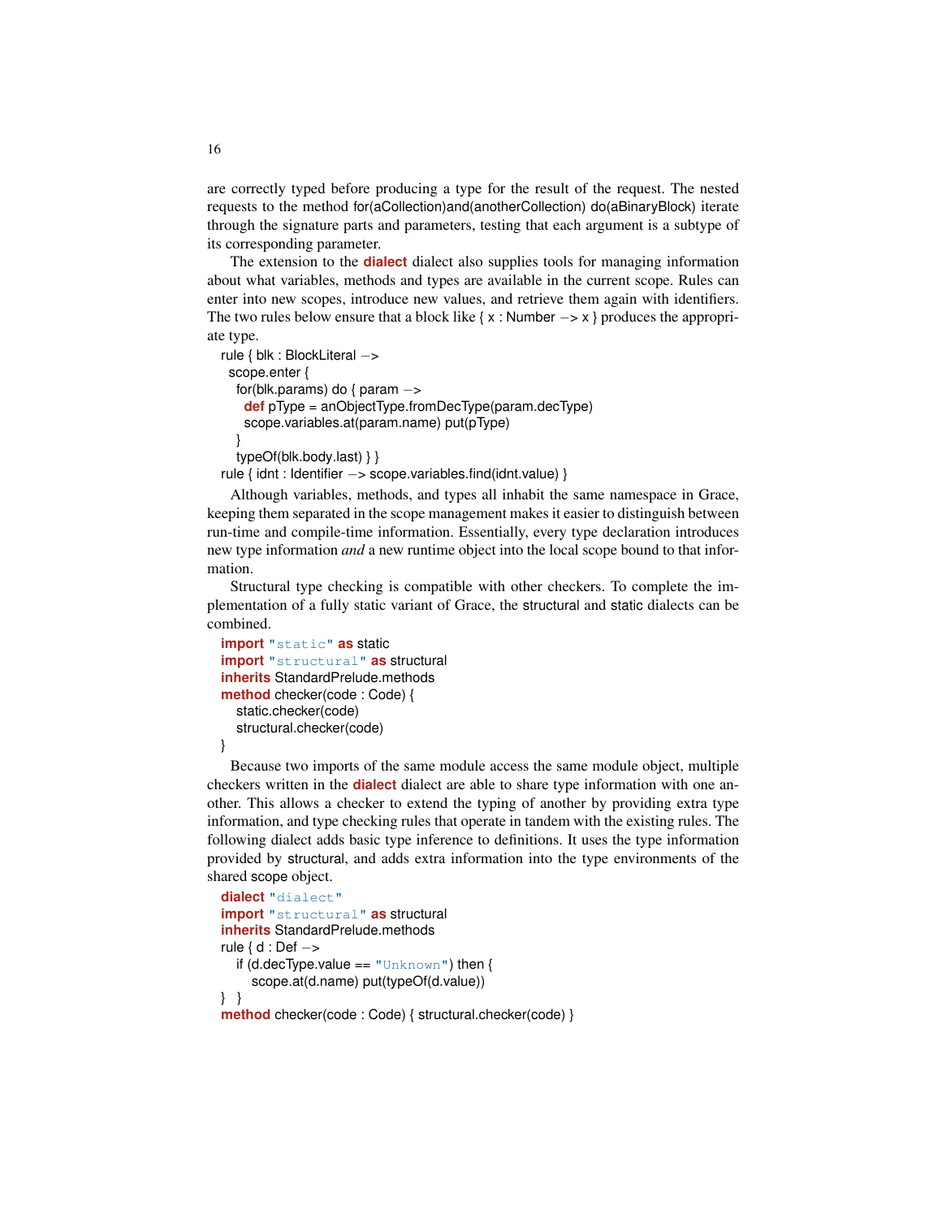are correctly typed before producing a type for the result of the request. The nested requests to the method for(aCollection)and(anotherCollection) do(aBinaryBlock) iterate through the signature parts and parameters, testing that each argument is a subtype of its corresponding parameter.

The extension to the **dialect** dialect also supplies tools for managing information about what variables, methods and types are available in the current scope. Rules can enter into new scopes, introduce new values, and retrieve them again with identifiers. The two rules below ensure that a block like { x : Number −> x } produces the appropriate type.

```
rule { blk : BlockLiteral −>
  scope.enter {
    for(blk.params) do { param −>
      def pType = anObjectType.fromDecType(param.decType)
      scope.variables.at(param.name) put(pType)
    }
    typeOf(blk.body.last) } }
rule { idnt : Identifier −> scope.variables.find(idnt.value) }
```

Although variables, methods, and types all inhabit the same namespace in Grace, keeping them separated in the scope management makes it easier to distinguish between run-time and compile-time information. Essentially, every type declaration introduces new type information *and* a new runtime object into the local scope bound to that information.

Structural type checking is compatible with other checkers. To complete the implementation of a fully static variant of Grace, the structural and static dialects can be combined.

```
import "static" as static
import "structural" as structural
inherits StandardPrelude.methods
method checker(code : Code) {
   static.checker(code)
   structural.checker(code)
}
```

Because two imports of the same module access the same module object, multiple checkers written in the **dialect** dialect are able to share type information with one another. This allows a checker to extend the typing of another by providing extra type information, and type checking rules that operate in tandem with the existing rules. The following dialect adds basic type inference to definitions. It uses the type information provided by structural, and adds extra information into the type environments of the shared scope object.

```
dialect "dialect"
import "structural" as structural
inherits StandardPrelude.methods
rule { d : Def −>
   if (d.decType.value == "Unknown") then {
      scope.at(d.name) put(typeOf(d.value))
}  }
method checker(code : Code) { structural.checker(code) }
```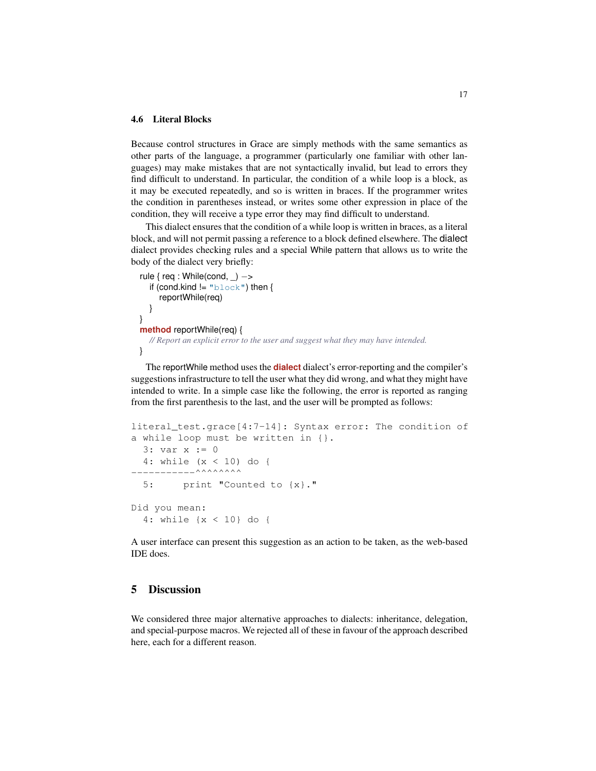### 4.6 Literal Blocks

Because control structures in Grace are simply methods with the same semantics as other parts of the language, a programmer (particularly one familiar with other languages) may make mistakes that are not syntactically invalid, but lead to errors they find difficult to understand. In particular, the condition of a while loop is a block, as it may be executed repeatedly, and so is written in braces. If the programmer writes the condition in parentheses instead, or writes some other expression in place of the condition, they will receive a type error they may find difficult to understand.

This dialect ensures that the condition of a while loop is written in braces, as a literal block, and will not permit passing a reference to a block defined elsewhere. The dialect dialect provides checking rules and a special While pattern that allows us to write the body of the dialect very briefly:

```
rule { req : While(cond, _) −>
    if (cond.kind != "block") then {
        reportWhile(req)
    }
}
method reportWhile(req) {
    // Report an explicit error to the user and suggest what they may have intended.
}
```

The reportWhile method uses the **dialect** dialect's error-reporting and the compiler's suggestions infrastructure to tell the user what they did wrong, and what they might have intended to write. In a simple case like the following, the error is reported as ranging from the first parenthesis to the last, and the user will be prompted as follows:

```
literal_test.grace[4:7-14]: Syntax error: The condition of
a while loop must be written in {}.
  3: var x := 0
  4: while (x < 10) do {
-----------^^^^^^^^
  5:     print "Counted to {x}."

Did you mean:
  4: while {x < 10} do {
```

A user interface can present this suggestion as an action to be taken, as the web-based IDE does.

## 5 Discussion

We considered three major alternative approaches to dialects: inheritance, delegation, and special-purpose macros. We rejected all of these in favour of the approach described here, each for a different reason.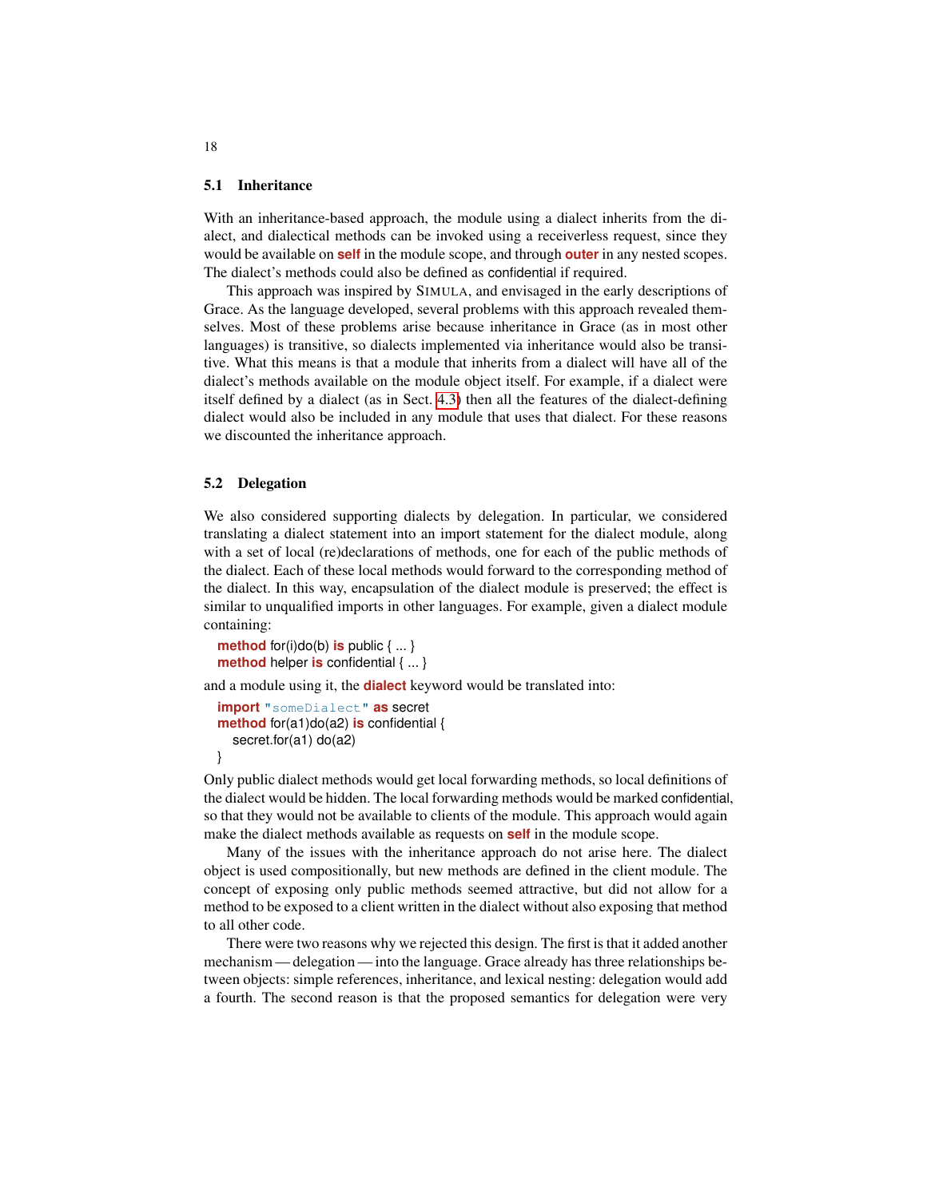### 5.1 Inheritance

With an inheritance-based approach, the module using a dialect inherits from the dialect, and dialectical methods can be invoked using a receiverless request, since they would be available on **self** in the module scope, and through **outer** in any nested scopes. The dialect's methods could also be defined as confidential if required.

This approach was inspired by SIMULA, and envisaged in the early descriptions of Grace. As the language developed, several problems with this approach revealed themselves. Most of these problems arise because inheritance in Grace (as in most other languages) is transitive, so dialects implemented via inheritance would also be transitive. What this means is that a module that inherits from a dialect will have all of the dialect's methods available on the module object itself. For example, if a dialect were itself defined by a dialect (as in Sect. 4.3) then all the features of the dialect-defining dialect would also be included in any module that uses that dialect. For these reasons we discounted the inheritance approach.

### 5.2 Delegation

We also considered supporting dialects by delegation. In particular, we considered translating a dialect statement into an import statement for the dialect module, along with a set of local (re)declarations of methods, one for each of the public methods of the dialect. Each of these local methods would forward to the corresponding method of the dialect. In this way, encapsulation of the dialect module is preserved; the effect is similar to unqualified imports in other languages. For example, given a dialect module containing:

```
method for(i)do(b) is public { ... }
method helper is confidential { ... }
```

and a module using it, the **dialect** keyword would be translated into:

```
import "someDialect" as secret
method for(a1)do(a2) is confidential {
  secret.for(a1) do(a2)
}
```

Only public dialect methods would get local forwarding methods, so local definitions of the dialect would be hidden. The local forwarding methods would be marked confidential, so that they would not be available to clients of the module. This approach would again make the dialect methods available as requests on **self** in the module scope.

Many of the issues with the inheritance approach do not arise here. The dialect object is used compositionally, but new methods are defined in the client module. The concept of exposing only public methods seemed attractive, but did not allow for a method to be exposed to a client written in the dialect without also exposing that method to all other code.

There were two reasons why we rejected this design. The first is that it added another mechanism — delegation — into the language. Grace already has three relationships between objects: simple references, inheritance, and lexical nesting: delegation would add a fourth. The second reason is that the proposed semantics for delegation were very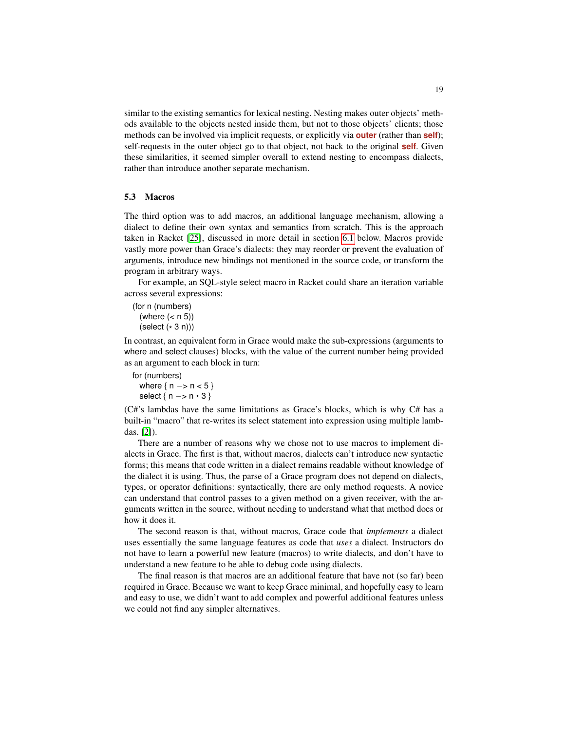similar to the existing semantics for lexical nesting. Nesting makes outer objects' methods available to the objects nested inside them, but not to those objects' clients; those methods can be involved via implicit requests, or explicitly via **outer** (rather than **self**); self-requests in the outer object go to that object, not back to the original **self**. Given these similarities, it seemed simpler overall to extend nesting to encompass dialects, rather than introduce another separate mechanism.

### 5.3 Macros

The third option was to add macros, an additional language mechanism, allowing a dialect to define their own syntax and semantics from scratch. This is the approach taken in Racket [25], discussed in more detail in section 6.1 below. Macros provide vastly more power than Grace's dialects: they may reorder or prevent the evaluation of arguments, introduce new bindings not mentioned in the source code, or transform the program in arbitrary ways.

For example, an SQL-style select macro in Racket could share an iteration variable across several expressions:

```
(for n (numbers)
  (where (< n 5))
  (select (* 3 n)))
```

In contrast, an equivalent form in Grace would make the sub-expressions (arguments to where and select clauses) blocks, with the value of the current number being provided as an argument to each block in turn:

```
for (numbers)
  where { n −> n < 5 }
  select { n −> n * 3 }
```

(C#'s lambdas have the same limitations as Grace's blocks, which is why C# has a built-in "macro" that re-writes its select statement into expression using multiple lambdas. [2]).

There are a number of reasons why we chose not to use macros to implement dialects in Grace. The first is that, without macros, dialects can't introduce new syntactic forms; this means that code written in a dialect remains readable without knowledge of the dialect it is using. Thus, the parse of a Grace program does not depend on dialects, types, or operator definitions: syntactically, there are only method requests. A novice can understand that control passes to a given method on a given receiver, with the arguments written in the source, without needing to understand what that method does or how it does it.

The second reason is that, without macros, Grace code that *implements* a dialect uses essentially the same language features as code that *uses* a dialect. Instructors do not have to learn a powerful new feature (macros) to write dialects, and don't have to understand a new feature to be able to debug code using dialects.

The final reason is that macros are an additional feature that have not (so far) been required in Grace. Because we want to keep Grace minimal, and hopefully easy to learn and easy to use, we didn't want to add complex and powerful additional features unless we could not find any simpler alternatives.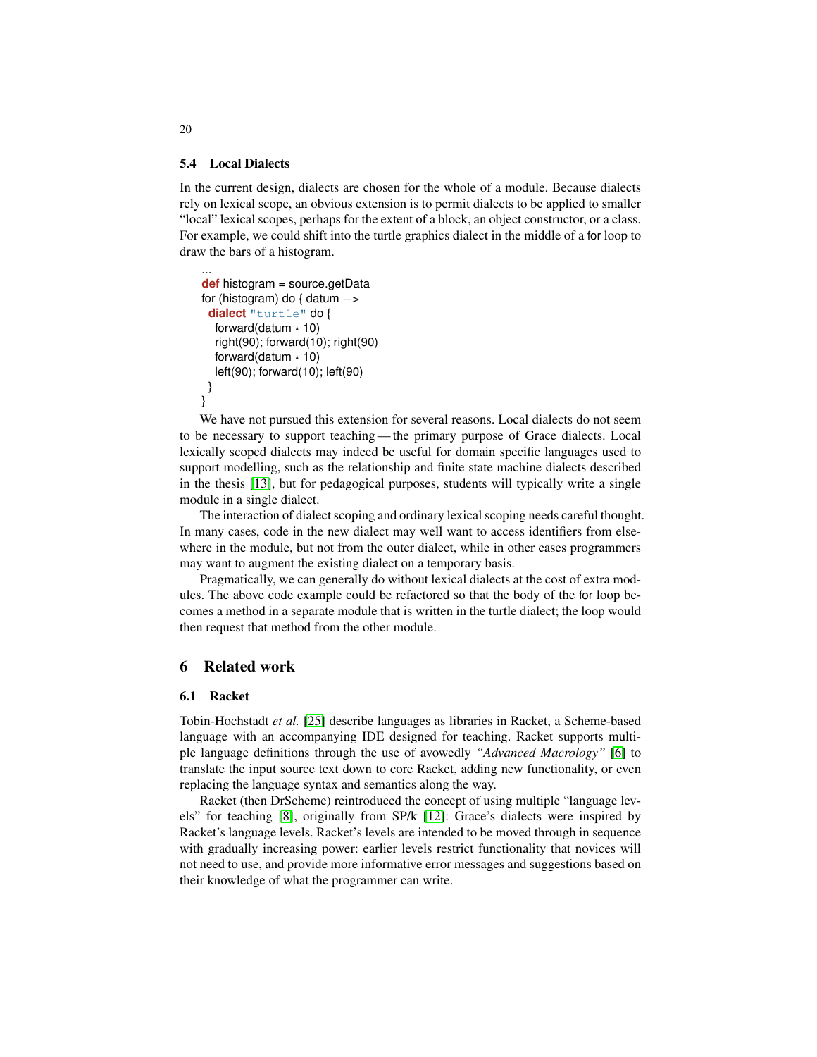### 5.4 Local Dialects

In the current design, dialects are chosen for the whole of a module. Because dialects rely on lexical scope, an obvious extension is to permit dialects to be applied to smaller "local" lexical scopes, perhaps for the extent of a block, an object constructor, or a class. For example, we could shift into the turtle graphics dialect in the middle of a for loop to draw the bars of a histogram.

```
...
def histogram = source.getData
for (histogram) do { datum −>
  dialect "turtle" do {
    forward(datum * 10)
    right(90); forward(10); right(90)
    forward(datum * 10)
    left(90); forward(10); left(90)
  }
}
```

We have not pursued this extension for several reasons. Local dialects do not seem to be necessary to support teaching — the primary purpose of Grace dialects. Local lexically scoped dialects may indeed be useful for domain specific languages used to support modelling, such as the relationship and finite state machine dialects described in the thesis [13], but for pedagogical purposes, students will typically write a single module in a single dialect.

The interaction of dialect scoping and ordinary lexical scoping needs careful thought. In many cases, code in the new dialect may well want to access identifiers from elsewhere in the module, but not from the outer dialect, while in other cases programmers may want to augment the existing dialect on a temporary basis.

Pragmatically, we can generally do without lexical dialects at the cost of extra modules. The above code example could be refactored so that the body of the for loop becomes a method in a separate module that is written in the turtle dialect; the loop would then request that method from the other module.

## 6 Related work

### 6.1 Racket

Tobin-Hochstadt *et al.* [25] describe languages as libraries in Racket, a Scheme-based language with an accompanying IDE designed for teaching. Racket supports multiple language definitions through the use of avowedly *"Advanced Macrology"* [6] to translate the input source text down to core Racket, adding new functionality, or even replacing the language syntax and semantics along the way.

Racket (then DrScheme) reintroduced the concept of using multiple "language levels" for teaching [8], originally from SP/k [12]: Grace's dialects were inspired by Racket's language levels. Racket's levels are intended to be moved through in sequence with gradually increasing power: earlier levels restrict functionality that novices will not need to use, and provide more informative error messages and suggestions based on their knowledge of what the programmer can write.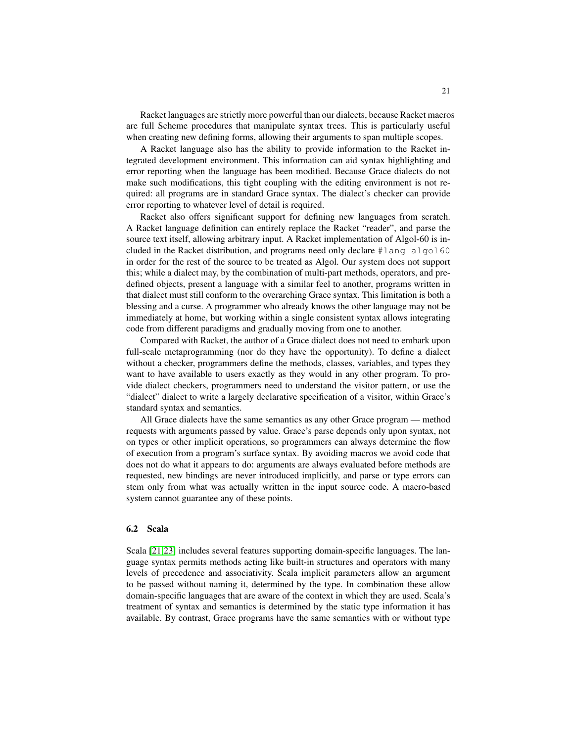Racket languages are strictly more powerful than our dialects, because Racket macros are full Scheme procedures that manipulate syntax trees. This is particularly useful when creating new defining forms, allowing their arguments to span multiple scopes.

A Racket language also has the ability to provide information to the Racket integrated development environment. This information can aid syntax highlighting and error reporting when the language has been modified. Because Grace dialects do not make such modifications, this tight coupling with the editing environment is not required: all programs are in standard Grace syntax. The dialect's checker can provide error reporting to whatever level of detail is required.

Racket also offers significant support for defining new languages from scratch. A Racket language definition can entirely replace the Racket "reader", and parse the source text itself, allowing arbitrary input. A Racket implementation of Algol-60 is included in the Racket distribution, and programs need only declare `#lang algol60` in order for the rest of the source to be treated as Algol. Our system does not support this; while a dialect may, by the combination of multi-part methods, operators, and predefined objects, present a language with a similar feel to another, programs written in that dialect must still conform to the overarching Grace syntax. This limitation is both a blessing and a curse. A programmer who already knows the other language may not be immediately at home, but working within a single consistent syntax allows integrating code from different paradigms and gradually moving from one to another.

Compared with Racket, the author of a Grace dialect does not need to embark upon full-scale metaprogramming (nor do they have the opportunity). To define a dialect without a checker, programmers define the methods, classes, variables, and types they want to have available to users exactly as they would in any other program. To provide dialect checkers, programmers need to understand the visitor pattern, or use the "dialect" dialect to write a largely declarative specification of a visitor, within Grace's standard syntax and semantics.

All Grace dialects have the same semantics as any other Grace program — method requests with arguments passed by value. Grace's parse depends only upon syntax, not on types or other implicit operations, so programmers can always determine the flow of execution from a program's surface syntax. By avoiding macros we avoid code that does not do what it appears to do: arguments are always evaluated before methods are requested, new bindings are never introduced implicitly, and parse or type errors can stem only from what was actually written in the input source code. A macro-based system cannot guarantee any of these points.

### 6.2 Scala

Scala [21,23] includes several features supporting domain-specific languages. The language syntax permits methods acting like built-in structures and operators with many levels of precedence and associativity. Scala implicit parameters allow an argument to be passed without naming it, determined by the type. In combination these allow domain-specific languages that are aware of the context in which they are used. Scala's treatment of syntax and semantics is determined by the static type information it has available. By contrast, Grace programs have the same semantics with or without type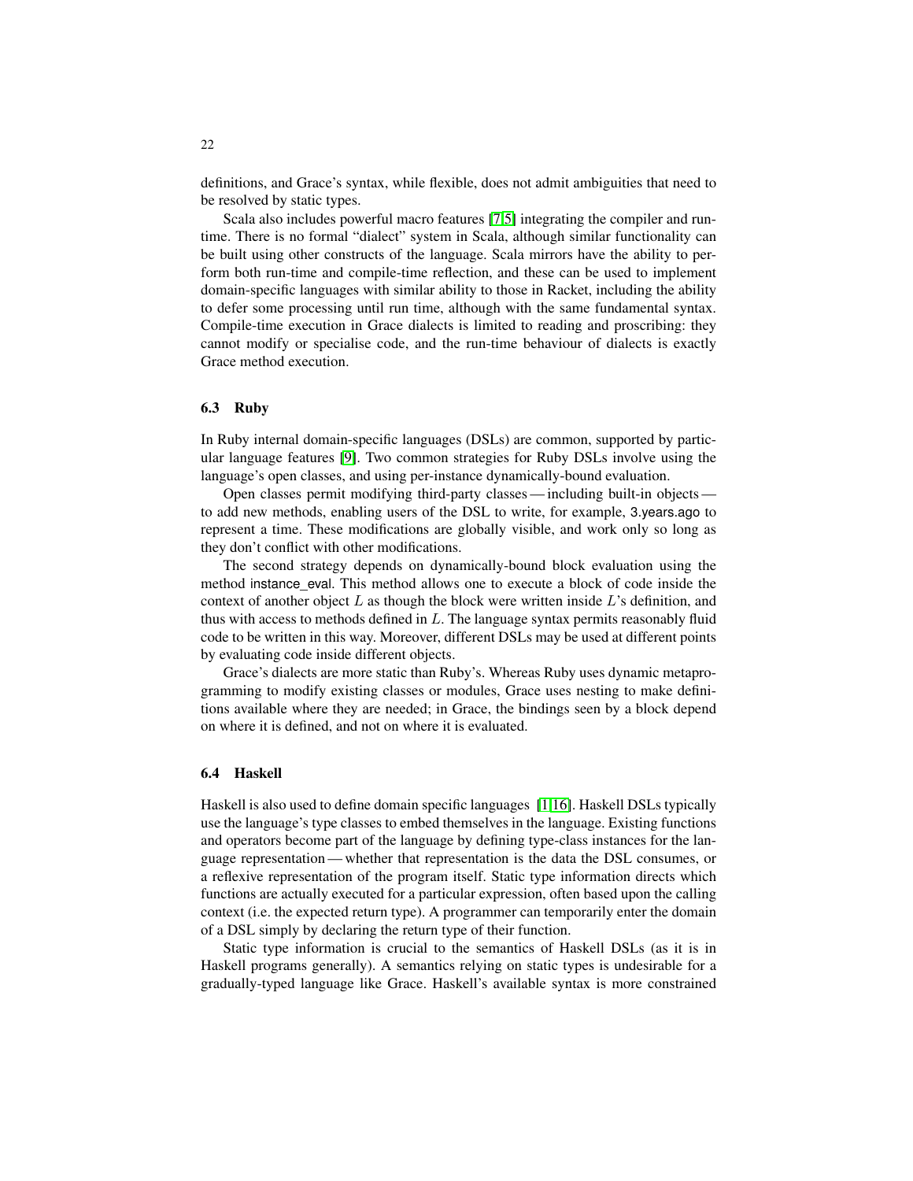definitions, and Grace's syntax, while flexible, does not admit ambiguities that need to be resolved by static types.

Scala also includes powerful macro features [7,5] integrating the compiler and runtime. There is no formal "dialect" system in Scala, although similar functionality can be built using other constructs of the language. Scala mirrors have the ability to perform both run-time and compile-time reflection, and these can be used to implement domain-specific languages with similar ability to those in Racket, including the ability to defer some processing until run time, although with the same fundamental syntax. Compile-time execution in Grace dialects is limited to reading and proscribing: they cannot modify or specialise code, and the run-time behaviour of dialects is exactly Grace method execution.

### 6.3 Ruby

In Ruby internal domain-specific languages (DSLs) are common, supported by particular language features [9]. Two common strategies for Ruby DSLs involve using the language's open classes, and using per-instance dynamically-bound evaluation.

Open classes permit modifying third-party classes — including built-in objects — to add new methods, enabling users of the DSL to write, for example, 3.years.ago to represent a time. These modifications are globally visible, and work only so long as they don't conflict with other modifications.

The second strategy depends on dynamically-bound block evaluation using the method instance_eval. This method allows one to execute a block of code inside the context of another object $L$ as though the block were written inside $L$'s definition, and thus with access to methods defined in $L$. The language syntax permits reasonably fluid code to be written in this way. Moreover, different DSLs may be used at different points by evaluating code inside different objects.

Grace's dialects are more static than Ruby's. Whereas Ruby uses dynamic metaprogramming to modify existing classes or modules, Grace uses nesting to make definitions available where they are needed; in Grace, the bindings seen by a block depend on where it is defined, and not on where it is evaluated.

### 6.4 Haskell

Haskell is also used to define domain specific languages [1,16]. Haskell DSLs typically use the language's type classes to embed themselves in the language. Existing functions and operators become part of the language by defining type-class instances for the language representation — whether that representation is the data the DSL consumes, or a reflexive representation of the program itself. Static type information directs which functions are actually executed for a particular expression, often based upon the calling context (i.e. the expected return type). A programmer can temporarily enter the domain of a DSL simply by declaring the return type of their function.

Static type information is crucial to the semantics of Haskell DSLs (as it is in Haskell programs generally). A semantics relying on static types is undesirable for a gradually-typed language like Grace. Haskell's available syntax is more constrained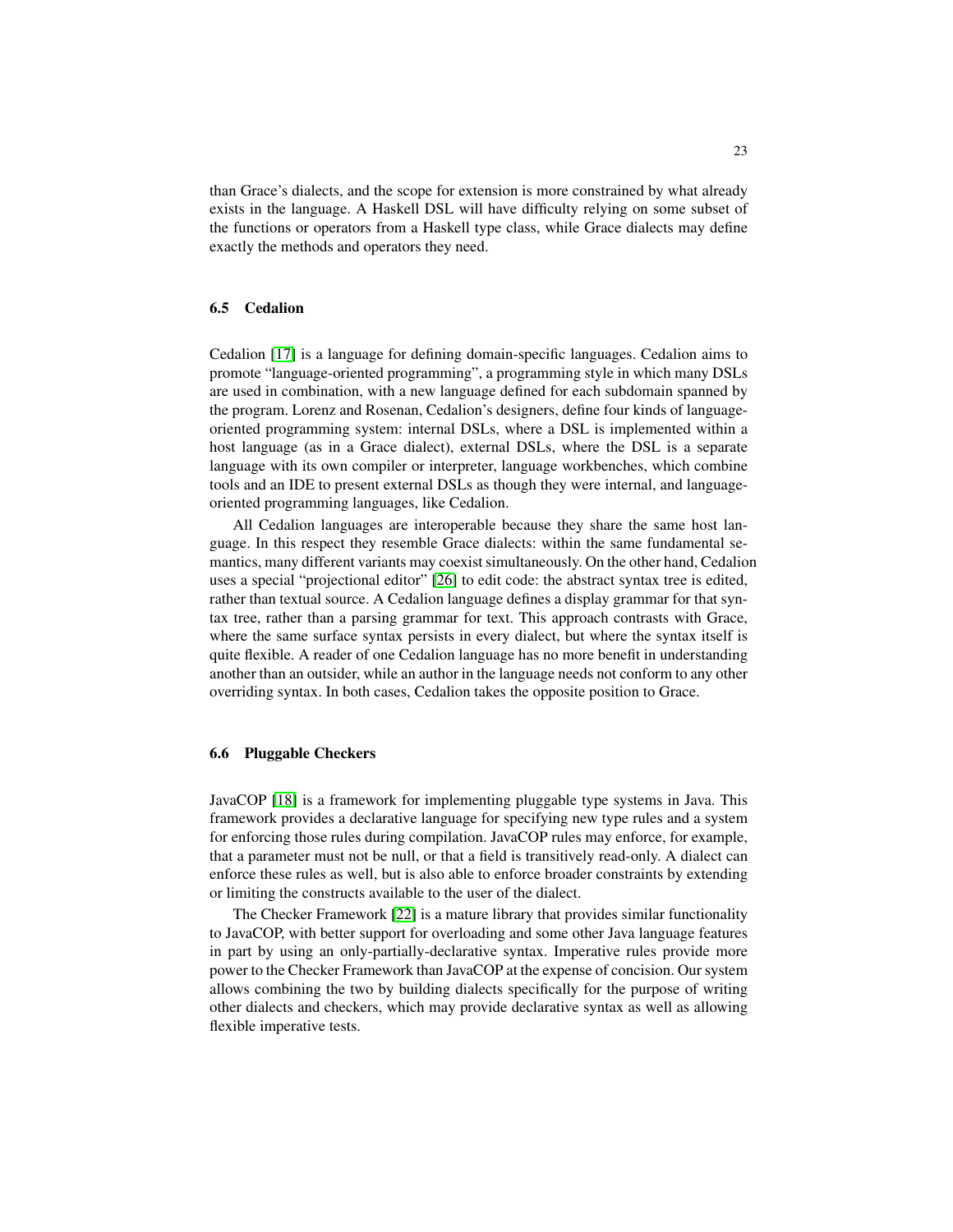than Grace's dialects, and the scope for extension is more constrained by what already exists in the language. A Haskell DSL will have difficulty relying on some subset of the functions or operators from a Haskell type class, while Grace dialects may define exactly the methods and operators they need.

### 6.5 Cedalion

Cedalion [17] is a language for defining domain-specific languages. Cedalion aims to promote "language-oriented programming", a programming style in which many DSLs are used in combination, with a new language defined for each subdomain spanned by the program. Lorenz and Rosenan, Cedalion's designers, define four kinds of language-oriented programming system: internal DSLs, where a DSL is implemented within a host language (as in a Grace dialect), external DSLs, where the DSL is a separate language with its own compiler or interpreter, language workbenches, which combine tools and an IDE to present external DSLs as though they were internal, and language-oriented programming languages, like Cedalion.

All Cedalion languages are interoperable because they share the same host language. In this respect they resemble Grace dialects: within the same fundamental semantics, many different variants may coexist simultaneously. On the other hand, Cedalion uses a special "projectional editor" [26] to edit code: the abstract syntax tree is edited, rather than textual source. A Cedalion language defines a display grammar for that syntax tree, rather than a parsing grammar for text. This approach contrasts with Grace, where the same surface syntax persists in every dialect, but where the syntax itself is quite flexible. A reader of one Cedalion language has no more benefit in understanding another than an outsider, while an author in the language needs not conform to any other overriding syntax. In both cases, Cedalion takes the opposite position to Grace.

### 6.6 Pluggable Checkers

JavaCOP [18] is a framework for implementing pluggable type systems in Java. This framework provides a declarative language for specifying new type rules and a system for enforcing those rules during compilation. JavaCOP rules may enforce, for example, that a parameter must not be null, or that a field is transitively read-only. A dialect can enforce these rules as well, but is also able to enforce broader constraints by extending or limiting the constructs available to the user of the dialect.

The Checker Framework [22] is a mature library that provides similar functionality to JavaCOP, with better support for overloading and some other Java language features in part by using an only-partially-declarative syntax. Imperative rules provide more power to the Checker Framework than JavaCOP at the expense of concision. Our system allows combining the two by building dialects specifically for the purpose of writing other dialects and checkers, which may provide declarative syntax as well as allowing flexible imperative tests.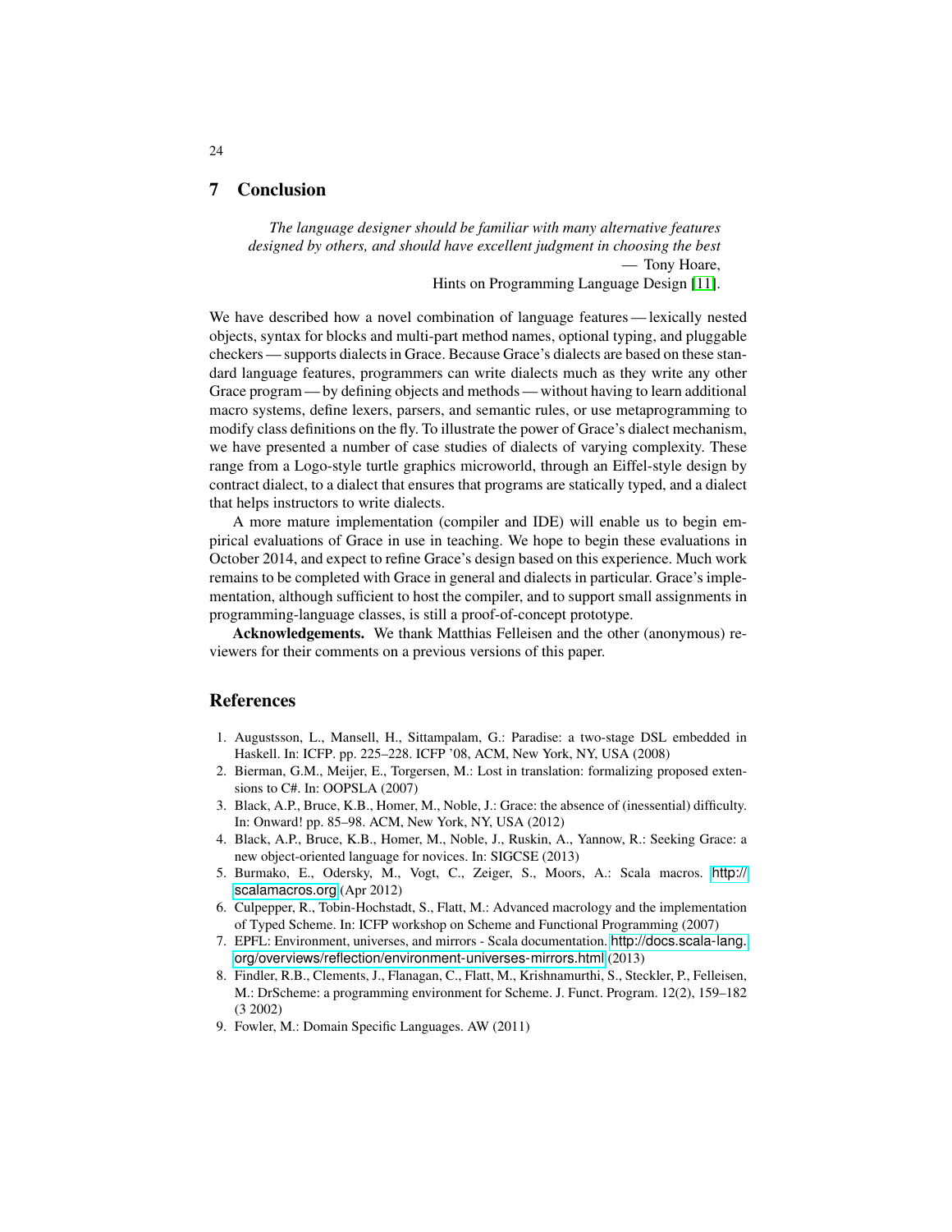## 7 Conclusion

> *The language designer should be familiar with many alternative features designed by others, and should have excellent judgment in choosing the best*
> — Tony Hoare,
> Hints on Programming Language Design [11].

We have described how a novel combination of language features — lexically nested objects, syntax for blocks and multi-part method names, optional typing, and pluggable checkers — supports dialects in Grace. Because Grace's dialects are based on these standard language features, programmers can write dialects much as they write any other Grace program — by defining objects and methods — without having to learn additional macro systems, define lexers, parsers, and semantic rules, or use metaprogramming to modify class definitions on the fly. To illustrate the power of Grace's dialect mechanism, we have presented a number of case studies of dialects of varying complexity. These range from a Logo-style turtle graphics microworld, through an Eiffel-style design by contract dialect, to a dialect that ensures that programs are statically typed, and a dialect that helps instructors to write dialects.

A more mature implementation (compiler and IDE) will enable us to begin empirical evaluations of Grace in use in teaching. We hope to begin these evaluations in October 2014, and expect to refine Grace's design based on this experience. Much work remains to be completed with Grace in general and dialects in particular. Grace's implementation, although sufficient to host the compiler, and to support small assignments in programming-language classes, is still a proof-of-concept prototype.

**Acknowledgements.** We thank Matthias Felleisen and the other (anonymous) reviewers for their comments on a previous versions of this paper.

## References

1. Augustsson, L., Mansell, H., Sittampalam, G.: Paradise: a two-stage DSL embedded in Haskell. In: ICFP. pp. 225–228. ICFP '08, ACM, New York, NY, USA (2008)
2. Bierman, G.M., Meijer, E., Torgersen, M.: Lost in translation: formalizing proposed extensions to C#. In: OOPSLA (2007)
3. Black, A.P., Bruce, K.B., Homer, M., Noble, J.: Grace: the absence of (inessential) difficulty. In: Onward! pp. 85–98. ACM, New York, NY, USA (2012)
4. Black, A.P., Bruce, K.B., Homer, M., Noble, J., Ruskin, A., Yannow, R.: Seeking Grace: a new object-oriented language for novices. In: SIGCSE (2013)
5. Burmako, E., Odersky, M., Vogt, C., Zeiger, S., Moors, A.: Scala macros. http://scalamacros.org (Apr 2012)
6. Culpepper, R., Tobin-Hochstadt, S., Flatt, M.: Advanced macrology and the implementation of Typed Scheme. In: ICFP workshop on Scheme and Functional Programming (2007)
7. EPFL: Environment, universes, and mirrors - Scala documentation. http://docs.scala-lang.org/overviews/reflection/environment-universes-mirrors.html (2013)
8. Findler, R.B., Clements, J., Flanagan, C., Flatt, M., Krishnamurthi, S., Steckler, P., Felleisen, M.: DrScheme: a programming environment for Scheme. J. Funct. Program. 12(2), 159–182 (3 2002)
9. Fowler, M.: Domain Specific Languages. AW (2011)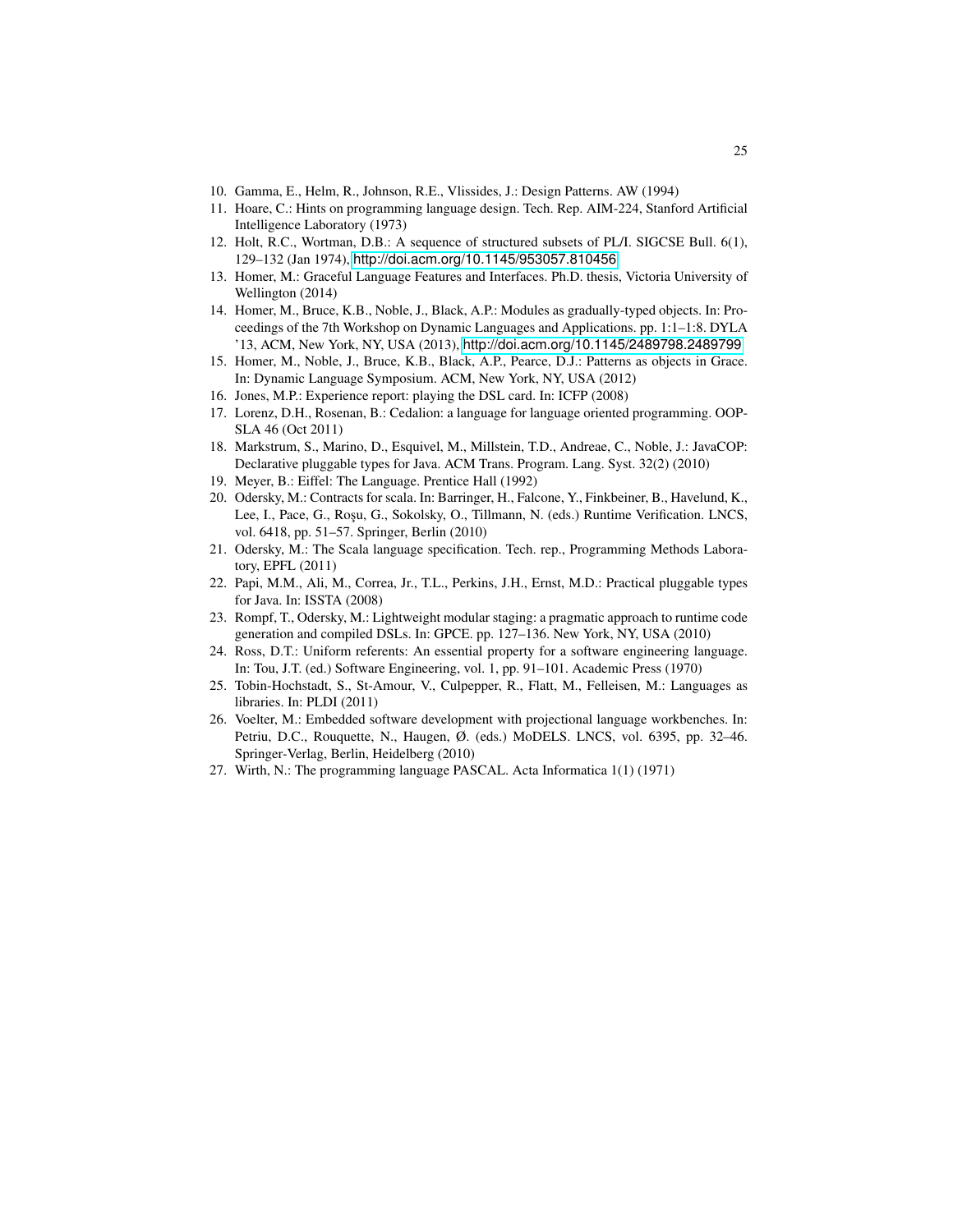10. Gamma, E., Helm, R., Johnson, R.E., Vlissides, J.: Design Patterns. AW (1994)
11. Hoare, C.: Hints on programming language design. Tech. Rep. AIM-224, Stanford Artificial Intelligence Laboratory (1973)
12. Holt, R.C., Wortman, D.B.: A sequence of structured subsets of PL/I. SIGCSE Bull. 6(1), 129–132 (Jan 1974), http://doi.acm.org/10.1145/953057.810456
13. Homer, M.: Graceful Language Features and Interfaces. Ph.D. thesis, Victoria University of Wellington (2014)
14. Homer, M., Bruce, K.B., Noble, J., Black, A.P.: Modules as gradually-typed objects. In: Proceedings of the 7th Workshop on Dynamic Languages and Applications. pp. 1:1–1:8. DYLA '13, ACM, New York, NY, USA (2013), http://doi.acm.org/10.1145/2489798.2489799
15. Homer, M., Noble, J., Bruce, K.B., Black, A.P., Pearce, D.J.: Patterns as objects in Grace. In: Dynamic Language Symposium. ACM, New York, NY, USA (2012)
16. Jones, M.P.: Experience report: playing the DSL card. In: ICFP (2008)
17. Lorenz, D.H., Rosenan, B.: Cedalion: a language for language oriented programming. OOPSLA 46 (Oct 2011)
18. Markstrum, S., Marino, D., Esquivel, M., Millstein, T.D., Andreae, C., Noble, J.: JavaCOP: Declarative pluggable types for Java. ACM Trans. Program. Lang. Syst. 32(2) (2010)
19. Meyer, B.: Eiffel: The Language. Prentice Hall (1992)
20. Odersky, M.: Contracts for scala. In: Barringer, H., Falcone, Y., Finkbeiner, B., Havelund, K., Lee, I., Pace, G., Roşu, G., Sokolsky, O., Tillmann, N. (eds.) Runtime Verification. LNCS, vol. 6418, pp. 51–57. Springer, Berlin (2010)
21. Odersky, M.: The Scala language specification. Tech. rep., Programming Methods Laboratory, EPFL (2011)
22. Papi, M.M., Ali, M., Correa, Jr., T.L., Perkins, J.H., Ernst, M.D.: Practical pluggable types for Java. In: ISSTA (2008)
23. Rompf, T., Odersky, M.: Lightweight modular staging: a pragmatic approach to runtime code generation and compiled DSLs. In: GPCE. pp. 127–136. New York, NY, USA (2010)
24. Ross, D.T.: Uniform referents: An essential property for a software engineering language. In: Tou, J.T. (ed.) Software Engineering, vol. 1, pp. 91–101. Academic Press (1970)
25. Tobin-Hochstadt, S., St-Amour, V., Culpepper, R., Flatt, M., Felleisen, M.: Languages as libraries. In: PLDI (2011)
26. Voelter, M.: Embedded software development with projectional language workbenches. In: Petriu, D.C., Rouquette, N., Haugen, Ø. (eds.) MoDELS. LNCS, vol. 6395, pp. 32–46. Springer-Verlag, Berlin, Heidelberg (2010)
27. Wirth, N.: The programming language PASCAL. Acta Informatica 1(1) (1971)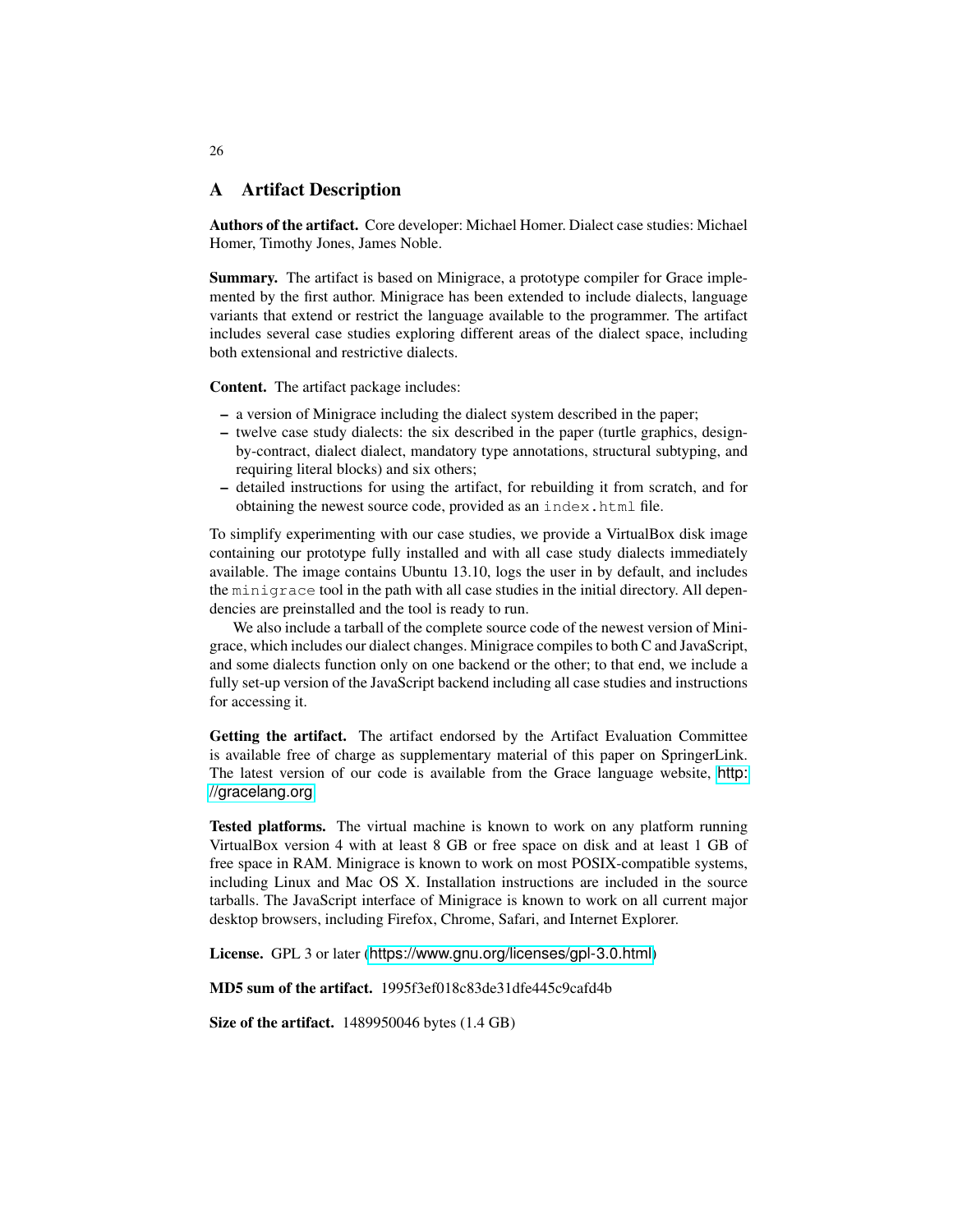## A Artifact Description

**Authors of the artifact.** Core developer: Michael Homer. Dialect case studies: Michael Homer, Timothy Jones, James Noble.

**Summary.** The artifact is based on Minigrace, a prototype compiler for Grace implemented by the first author. Minigrace has been extended to include dialects, language variants that extend or restrict the language available to the programmer. The artifact includes several case studies exploring different areas of the dialect space, including both extensional and restrictive dialects.

**Content.** The artifact package includes:

- a version of Minigrace including the dialect system described in the paper;
- twelve case study dialects: the six described in the paper (turtle graphics, design-by-contract, dialect dialect, mandatory type annotations, structural subtyping, and requiring literal blocks) and six others;
- detailed instructions for using the artifact, for rebuilding it from scratch, and for obtaining the newest source code, provided as an `index.html` file.

To simplify experimenting with our case studies, we provide a VirtualBox disk image containing our prototype fully installed and with all case study dialects immediately available. The image contains Ubuntu 13.10, logs the user in by default, and includes the `minigrace` tool in the path with all case studies in the initial directory. All dependencies are preinstalled and the tool is ready to run.

We also include a tarball of the complete source code of the newest version of Minigrace, which includes our dialect changes. Minigrace compiles to both C and JavaScript, and some dialects function only on one backend or the other; to that end, we include a fully set-up version of the JavaScript backend including all case studies and instructions for accessing it.

**Getting the artifact.** The artifact endorsed by the Artifact Evaluation Committee is available free of charge as supplementary material of this paper on SpringerLink. The latest version of our code is available from the Grace language website, http://gracelang.org

**Tested platforms.** The virtual machine is known to work on any platform running VirtualBox version 4 with at least 8 GB or free space on disk and at least 1 GB of free space in RAM. Minigrace is known to work on most POSIX-compatible systems, including Linux and Mac OS X. Installation instructions are included in the source tarballs. The JavaScript interface of Minigrace is known to work on all current major desktop browsers, including Firefox, Chrome, Safari, and Internet Explorer.

**License.** GPL 3 or later (https://www.gnu.org/licenses/gpl-3.0.html)

**MD5 sum of the artifact.** 1995f3ef018c83de31dfe445c9cafd4b

**Size of the artifact.** 1489950046 bytes (1.4 GB)